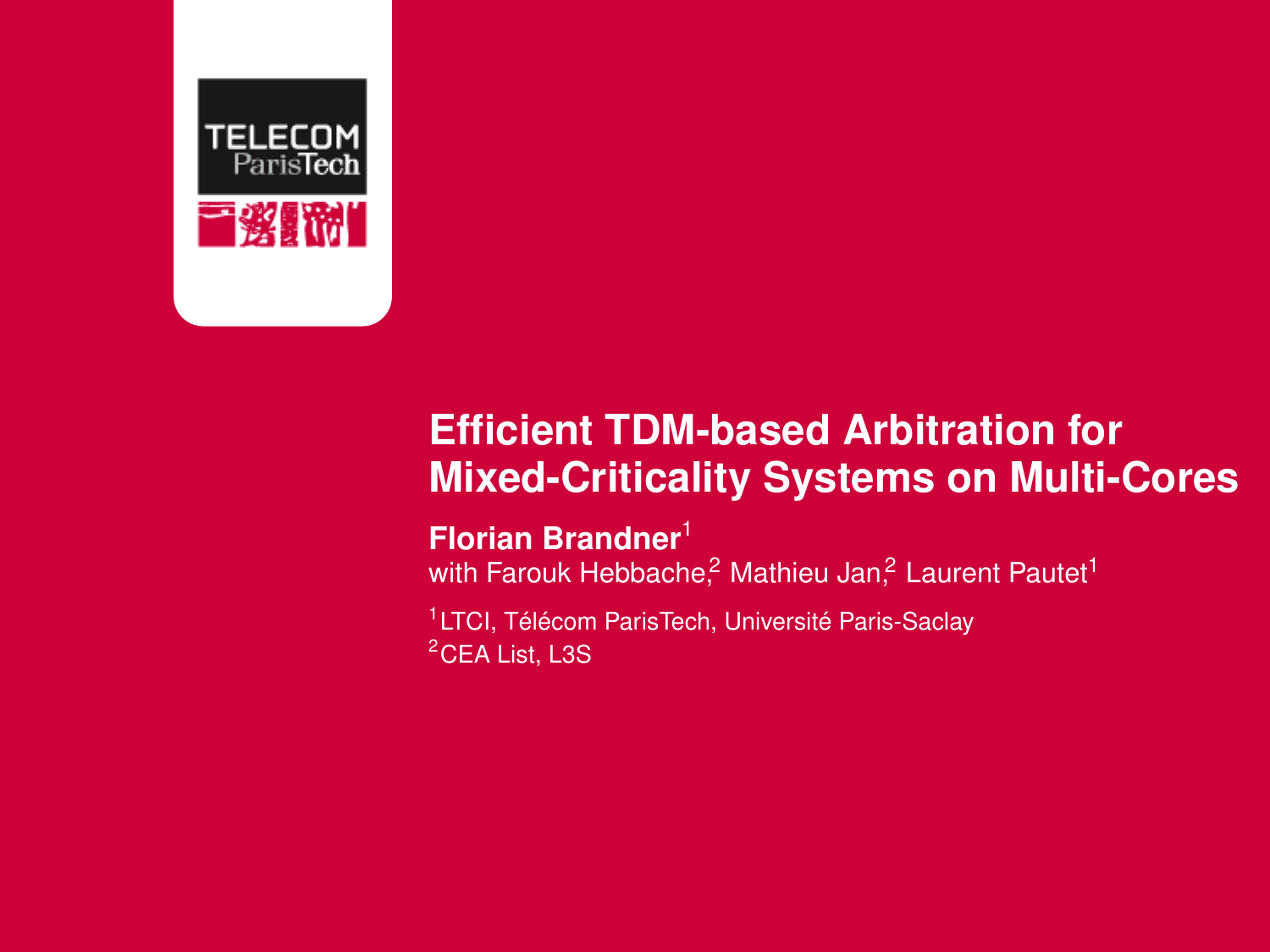# Efficient TDM-based Arbitration for Mixed-Criticality Systems on Multi-Cores

**Florian Brandner**[1]
with Farouk Hebbache,[2] Mathieu Jan,[2] Laurent Pautet[1]

[1]LTCI, Télécom ParisTech, Université Paris-Saclay
[2]CEA List, L3S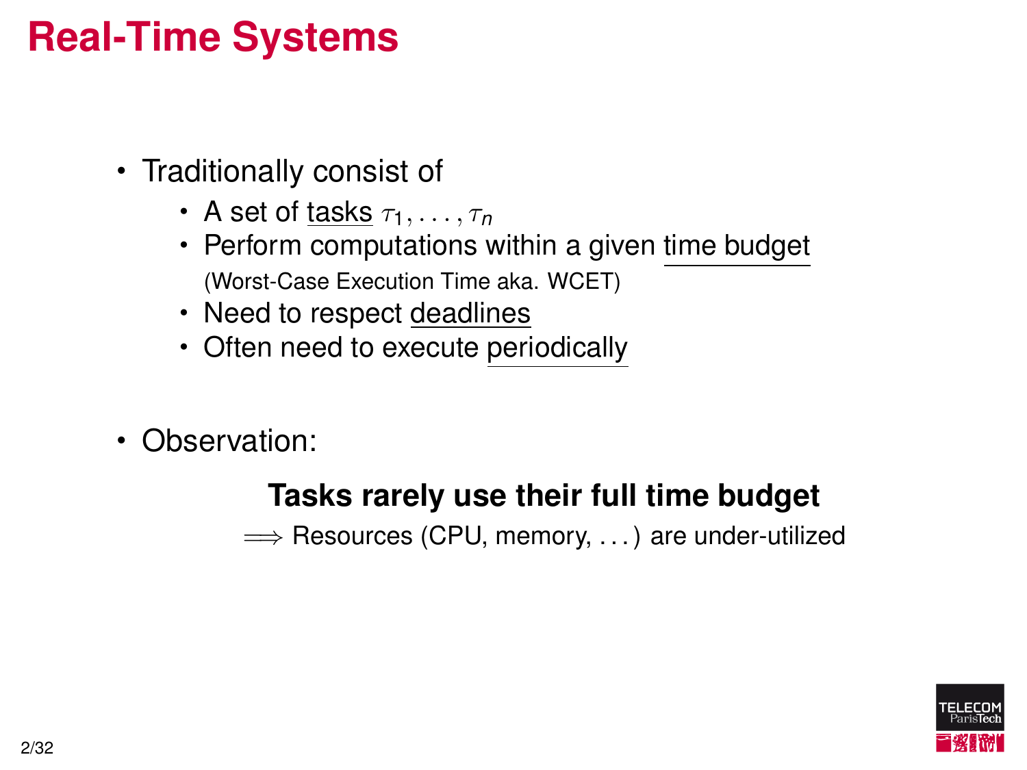# Real-Time Systems

- Traditionally consist of
  - A set of tasks $\tau_1, \ldots, \tau_n$
  - Perform computations within a given time budget (Worst-Case Execution Time aka. WCET)
  - Need to respect deadlines
  - Often need to execute periodically

- Observation:

**Tasks rarely use their full time budget**

$\Longrightarrow$ Resources (CPU, memory, ...) are under-utilized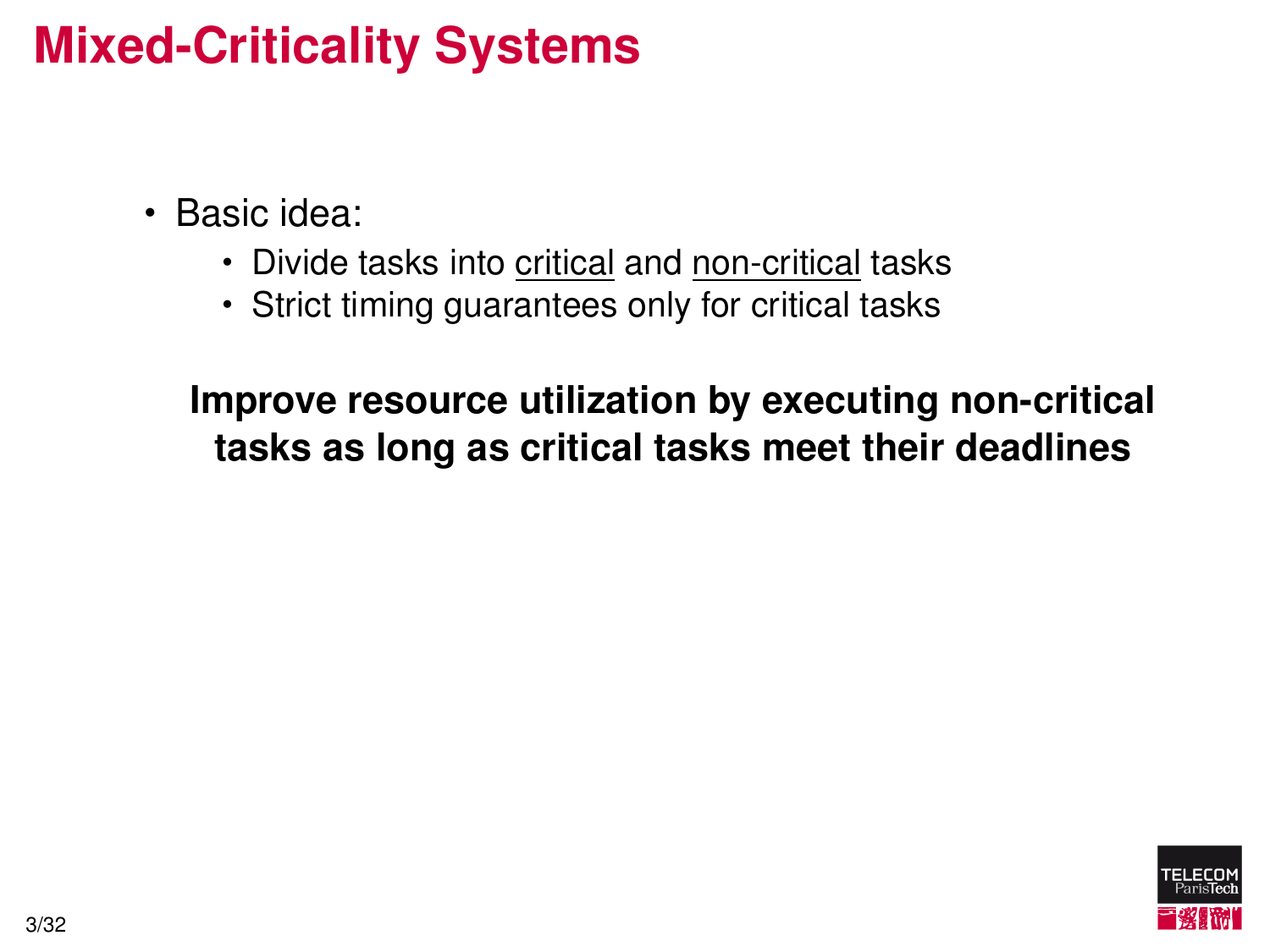# Mixed-Criticality Systems

- Basic idea:
  - Divide tasks into <u>critical</u> and <u>non-critical</u> tasks
  - Strict timing guarantees only for critical tasks

**Improve resource utilization by executing non-critical tasks as long as critical tasks meet their deadlines**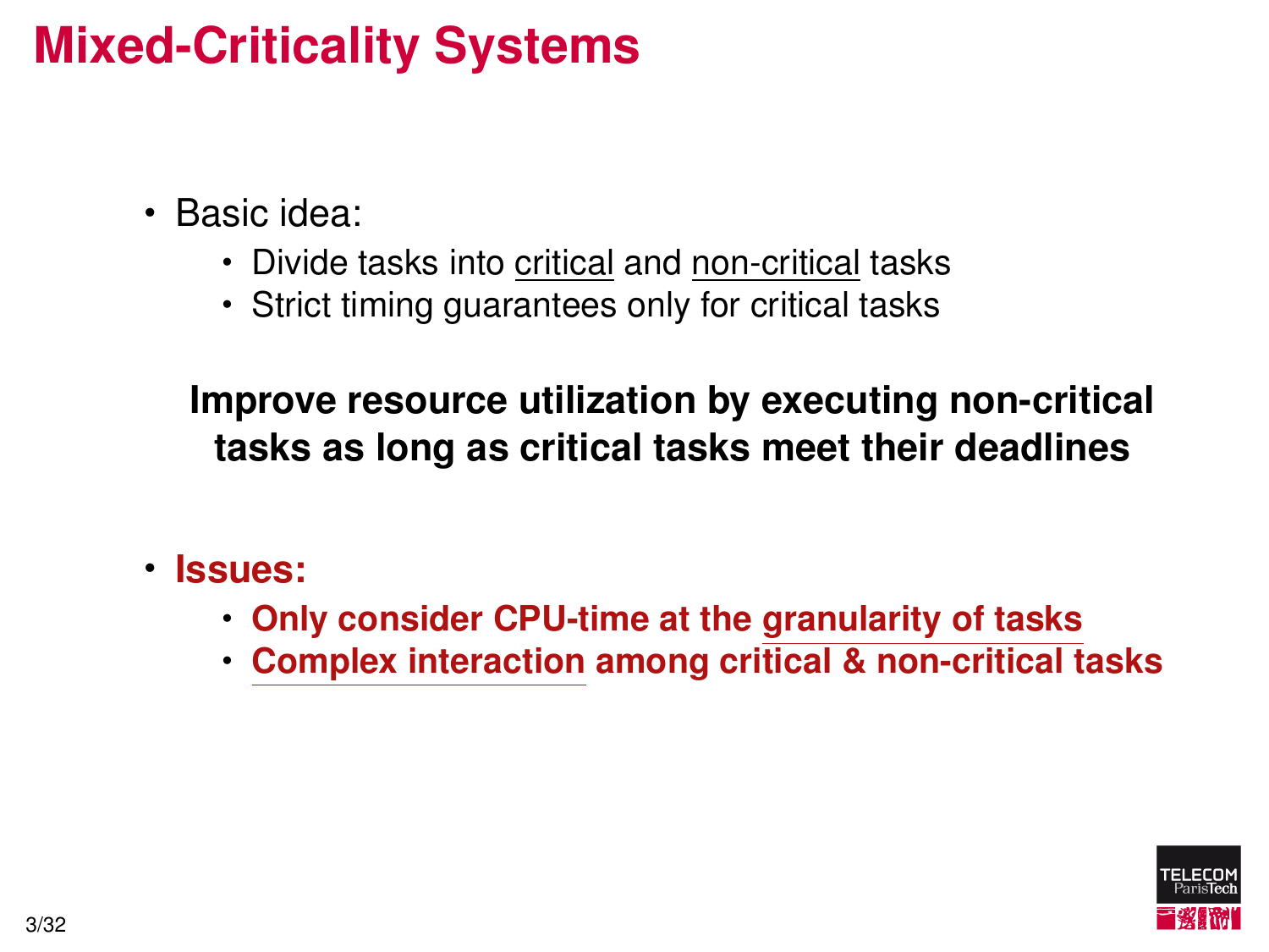# Mixed-Criticality Systems

- Basic idea:
  - Divide tasks into critical and non-critical tasks
  - Strict timing guarantees only for critical tasks

**Improve resource utilization by executing non-critical tasks as long as critical tasks meet their deadlines**

- **Issues:**
  - **Only consider CPU-time at the granularity of tasks**
  - **Complex interaction among critical & non-critical tasks**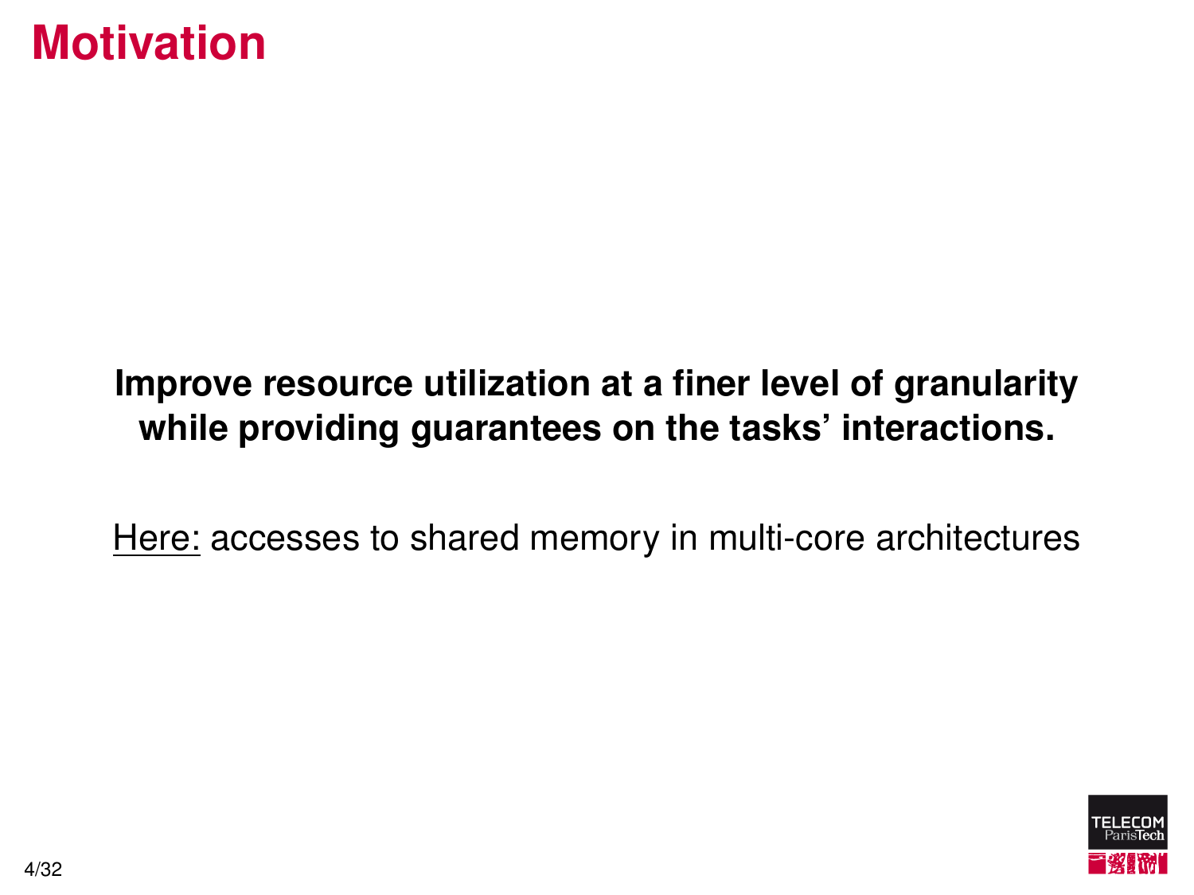# Motivation

**Improve resource utilization at a finer level of granularity while providing guarantees on the tasks' interactions.**

Here: accesses to shared memory in multi-core architectures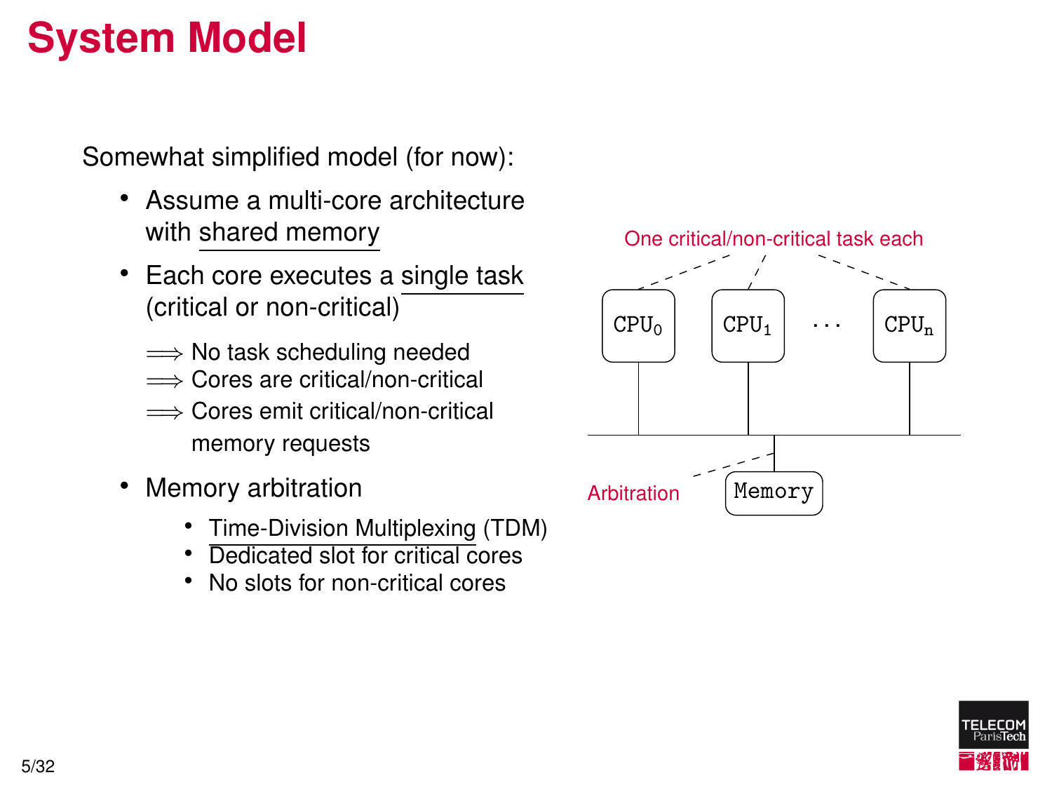# System Model

Somewhat simplified model (for now):

- Assume a multi-core architecture with shared memory
- Each core executes a single task (critical or non-critical)

  $\Longrightarrow$ No task scheduling needed
  $\Longrightarrow$ Cores are critical/non-critical
  $\Longrightarrow$ Cores emit critical/non-critical memory requests

- Memory arbitration
  - Time-Division Multiplexing (TDM)
  - Dedicated slot for critical cores
  - No slots for non-critical cores

One critical/non-critical task each

$CPU_0$ $CPU_1$ $\cdots$ $CPU_n$

Arbitration

Memory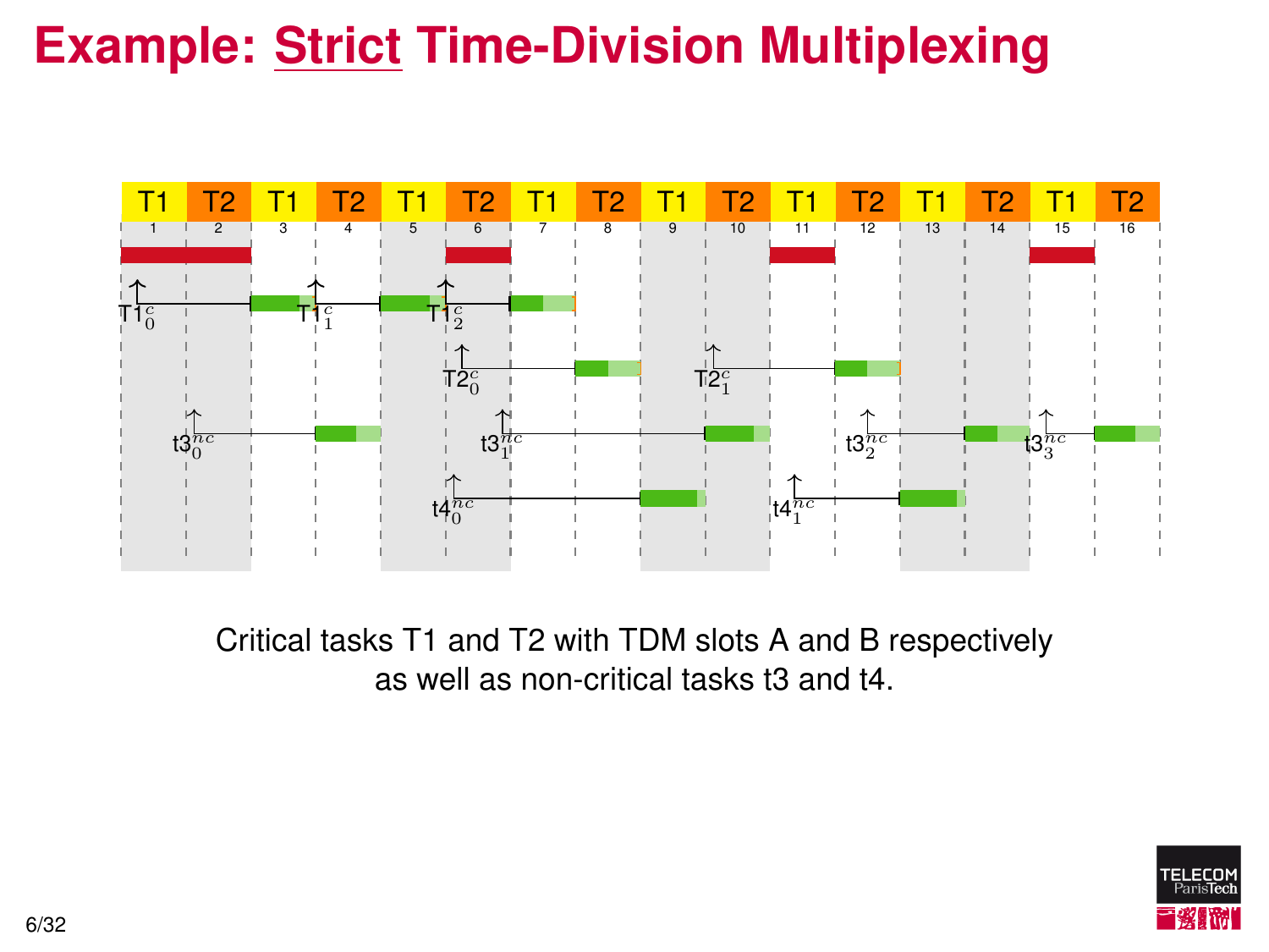# Example: Strict Time-Division Multiplexing

| T1 | T2 | T1 | T2 | T1 | T2 | T1 | T2 | T1 | T2 | T1 | T2 | T1 | T2 | T1 | T2 |
|---|---|---|---|---|---|---|---|---|---|---|---|---|---|---|---|
| 1 | 2 | 3 | 4 | 5 | 6 | 7 | 8 | 9 | 10 | 11 | 12 | 13 | 14 | 15 | 16 |

$T1^c_0$ $T1^c_1$ $T1^c_2$

$T2^c_0$ $T2^c_1$

$t3^{nc}_0$ $t3^{nc}_1$ $t3^{nc}_2$ $t3^{nc}_3$

$t4^{nc}_0$ $t4^{nc}_1$

Critical tasks T1 and T2 with TDM slots A and B respectively as well as non-critical tasks t3 and t4.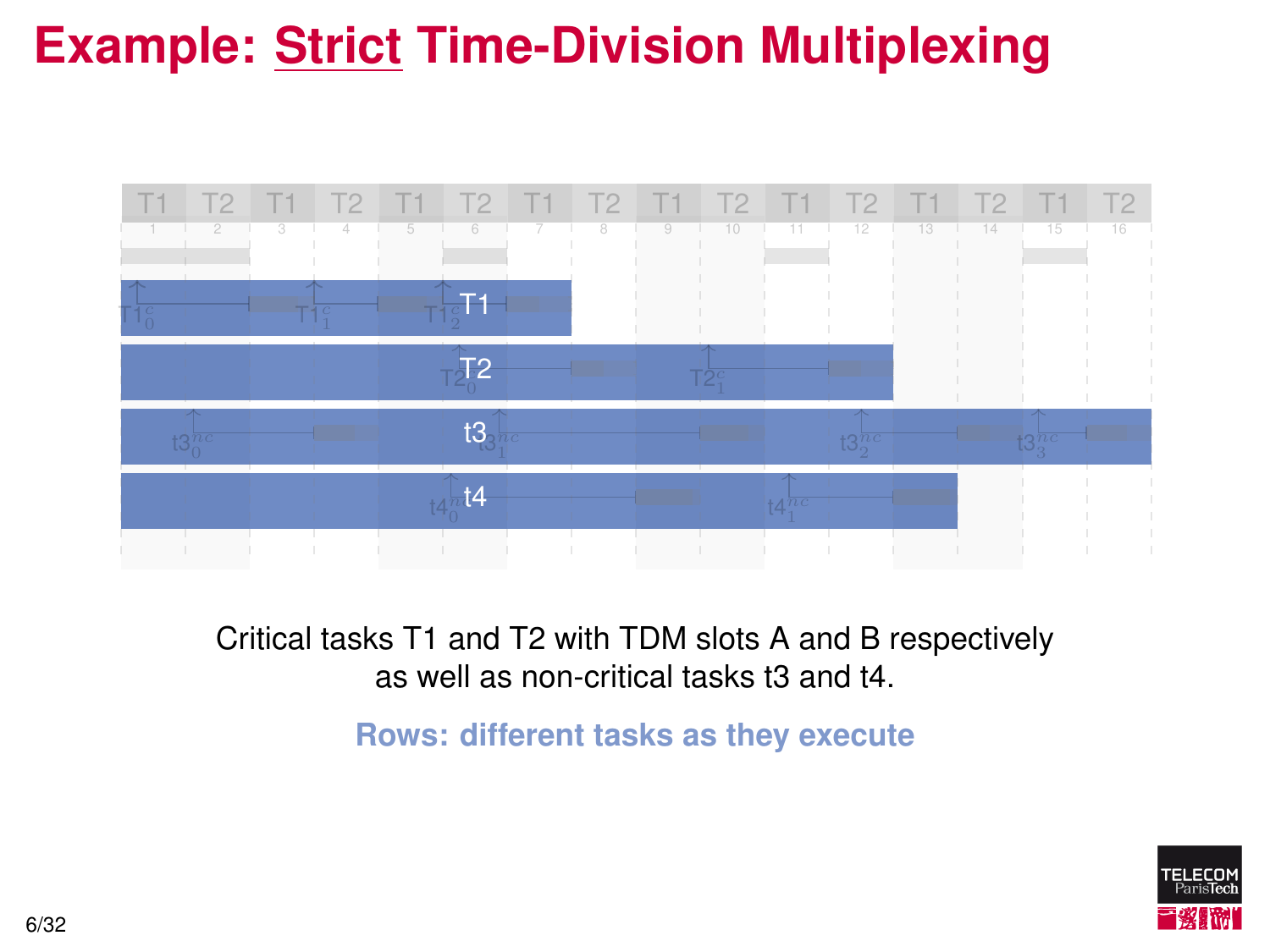# Example: Strict Time-Division Multiplexing

Critical tasks T1 and T2 with TDM slots A and B respectively as well as non-critical tasks t3 and t4.

**Rows: different tasks as they execute**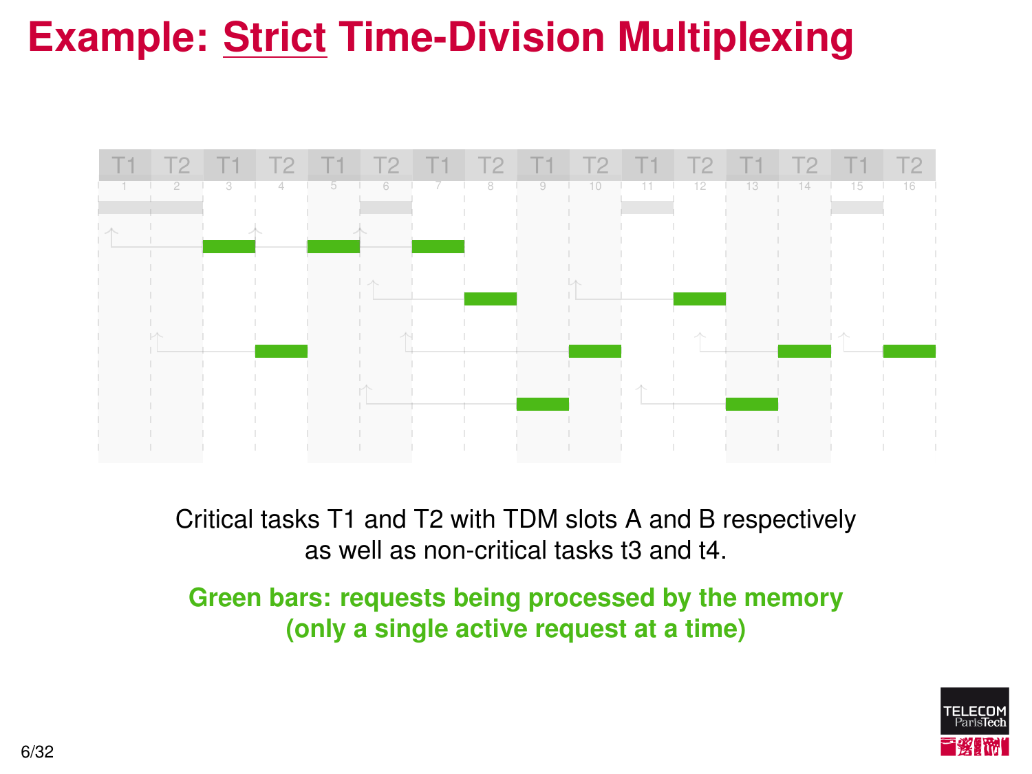# Example: Strict Time-Division Multiplexing

| T1 | T2 | T1 | T2 | T1 | T2 | T1 | T2 | T1 | T2 | T1 | T2 | T1 | T2 | T1 | T2 |
|---|---|---|---|---|---|---|---|---|---|---|---|---|---|---|---|
| 1 | 2 | 3 | 4 | 5 | 6 | 7 | 8 | 9 | 10 | 11 | 12 | 13 | 14 | 15 | 16 |

Critical tasks T1 and T2 with TDM slots A and B respectively as well as non-critical tasks t3 and t4.

**Green bars: requests being processed by the memory (only a single active request at a time)**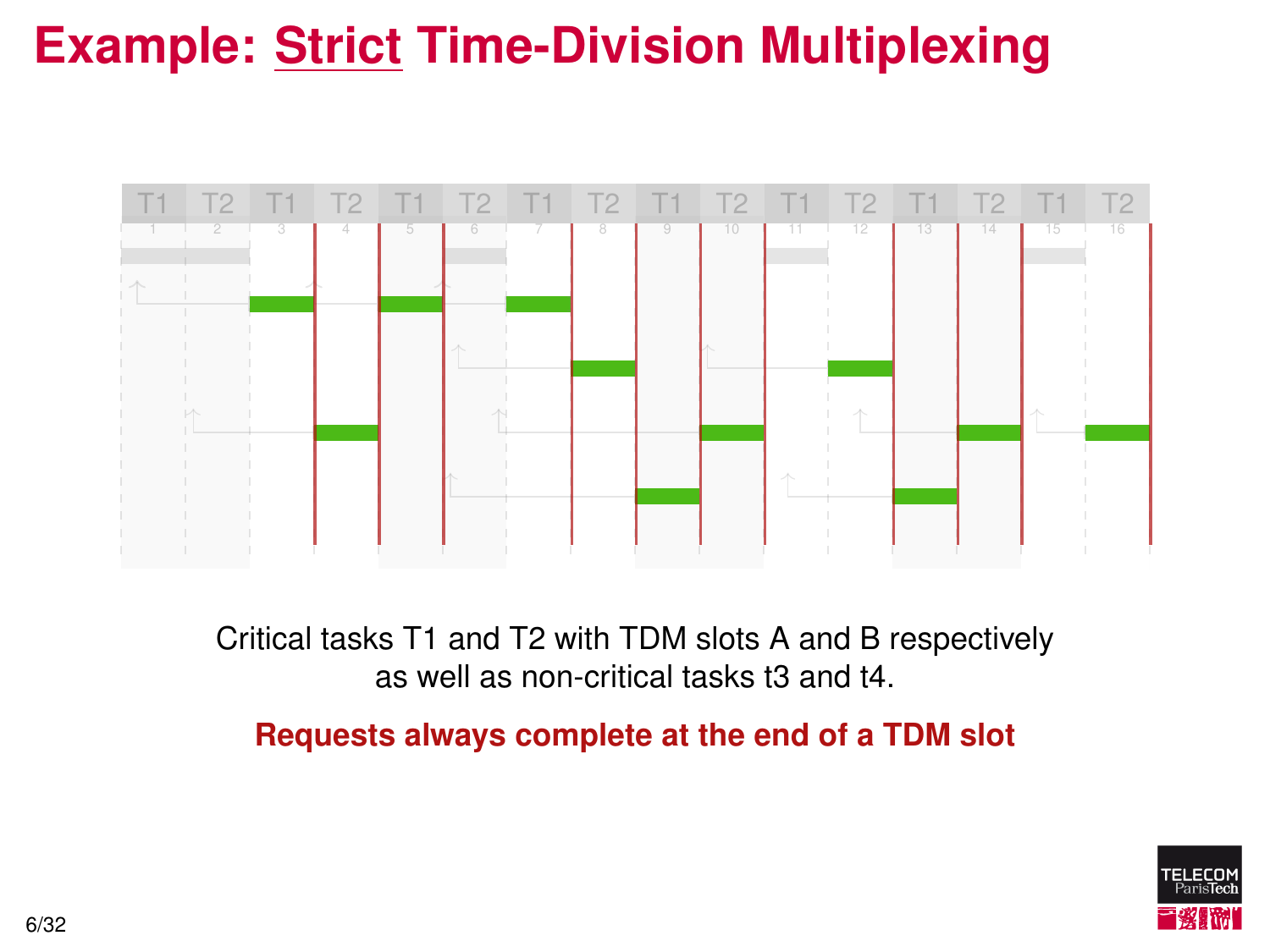# Example: Strict Time-Division Multiplexing

| T1 | T2 | T1 | T2 | T1 | T2 | T1 | T2 | T1 | T2 | T1 | T2 | T1 | T2 | T1 | T2 |
|---|---|---|---|---|---|---|---|---|---|---|---|---|---|---|---|
| 1 | 2 | 3 | 4 | 5 | 6 | 7 | 8 | 9 | 10 | 11 | 12 | 13 | 14 | 15 | 16 |

Critical tasks T1 and T2 with TDM slots A and B respectively as well as non-critical tasks t3 and t4.

**Requests always complete at the end of a TDM slot**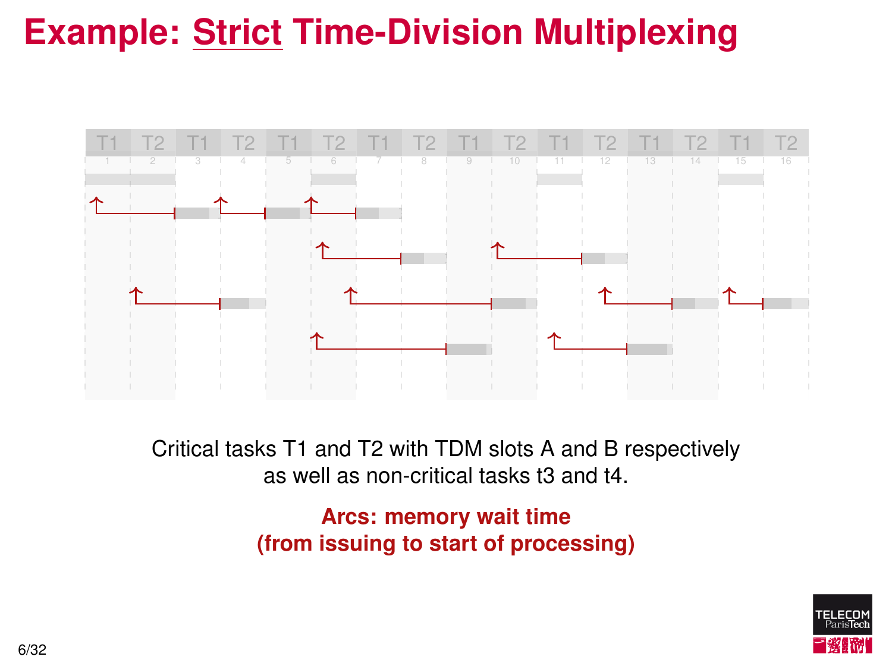# Example: Strict Time-Division Multiplexing

| T1 | T2 | T1 | T2 | T1 | T2 | T1 | T2 | T1 | T2 | T1 | T2 | T1 | T2 | T1 | T2 |
|---|---|---|---|---|---|---|---|---|---|---|---|---|---|---|---|
| 1 | 2 | 3 | 4 | 5 | 6 | 7 | 8 | 9 | 10 | 11 | 12 | 13 | 14 | 15 | 16 |

Critical tasks T1 and T2 with TDM slots A and B respectively as well as non-critical tasks t3 and t4.

**Arcs: memory wait time (from issuing to start of processing)**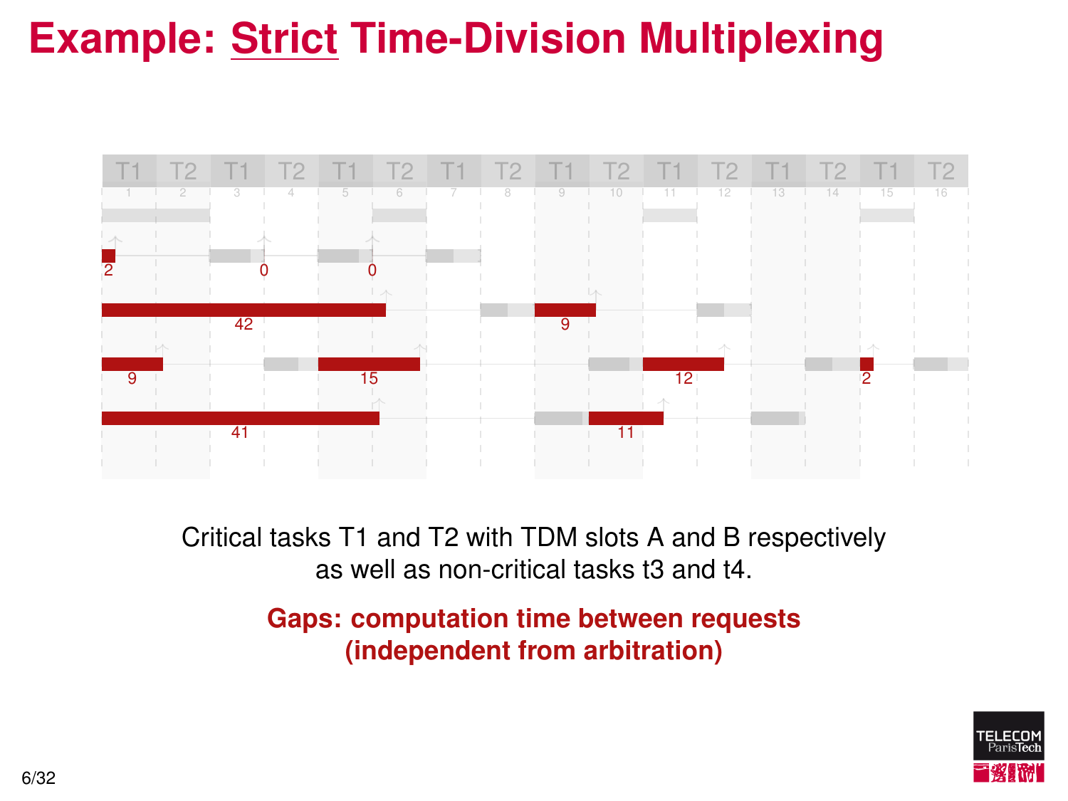# Example: Strict Time-Division Multiplexing

| T1 | T2 | T1 | T2 | T1 | T2 | T1 | T2 | T1 | T2 | T1 | T2 | T1 | T2 | T1 | T2 |
|---|---|---|---|---|---|---|---|---|---|---|---|---|---|---|---|
| 1 | 2 | 3 | 4 | 5 | 6 | 7 | 8 | 9 | 10 | 11 | 12 | 13 | 14 | 15 | 16 |

2 0 0

42 9

9 15 12 2

41 11

Critical tasks T1 and T2 with TDM slots A and B respectively as well as non-critical tasks t3 and t4.

**Gaps: computation time between requests (independent from arbitration)**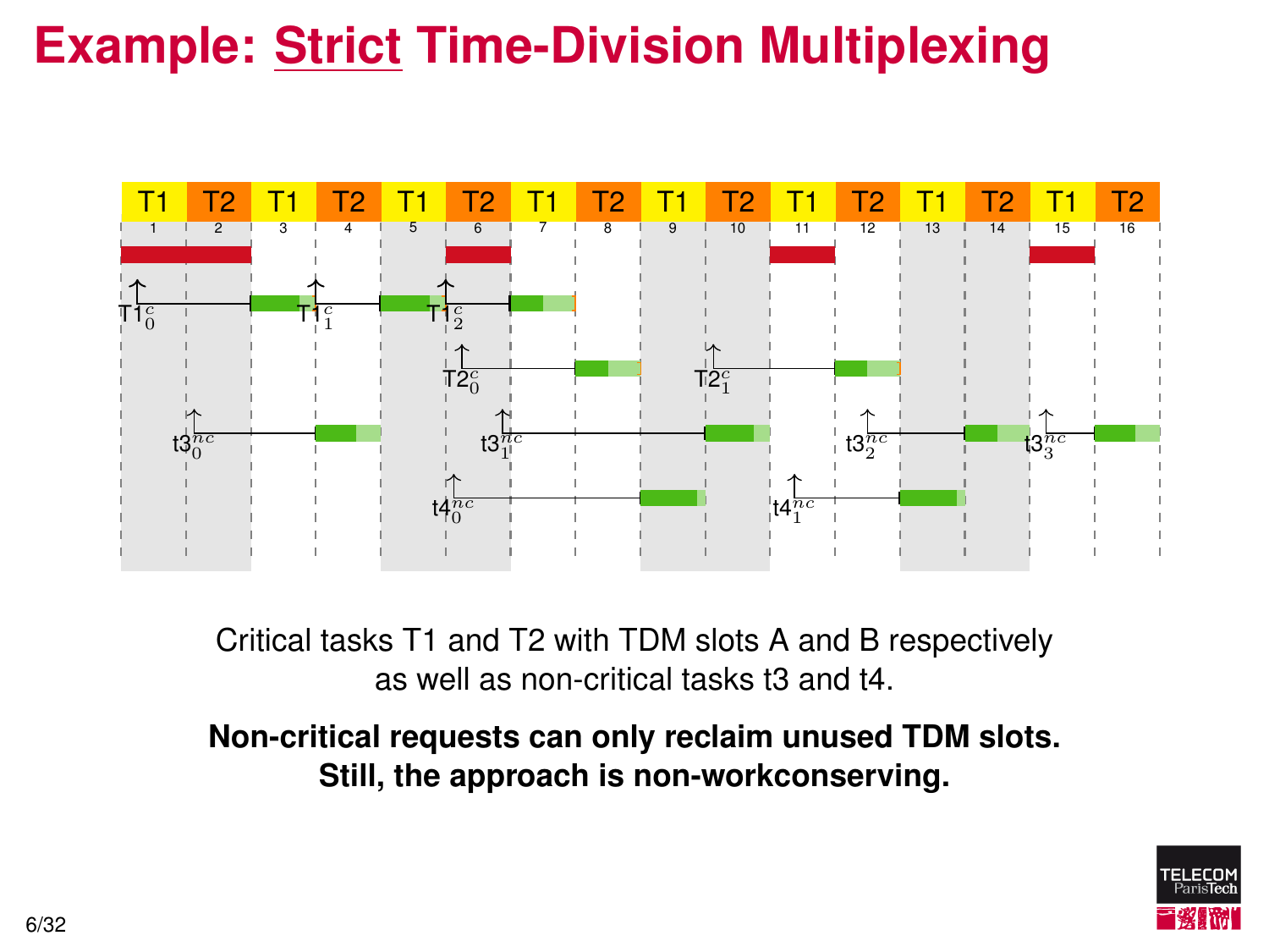# Example: Strict Time-Division Multiplexing

| T1 | T2 | T1 | T2 | T1 | T2 | T1 | T2 | T1 | T2 | T1 | T2 | T1 | T2 | T1 | T2 |
|---|---|---|---|---|---|---|---|---|---|---|---|---|---|---|---|
| 1 | 2 | 3 | 4 | 5 | 6 | 7 | 8 | 9 | 10 | 11 | 12 | 13 | 14 | 15 | 16 |

$T1_0^c$ $T1_1^c$ $T1_2^c$

$T2_0^c$ $T2_1^c$

$t3_0^{nc}$ $t3_1^{nc}$ $t3_2^{nc}$ $t3_3^{nc}$

$t4_0^{nc}$ $t4_1^{nc}$

Critical tasks T1 and T2 with TDM slots A and B respectively as well as non-critical tasks t3 and t4.

**Non-critical requests can only reclaim unused TDM slots.**
**Still, the approach is non-workconserving.**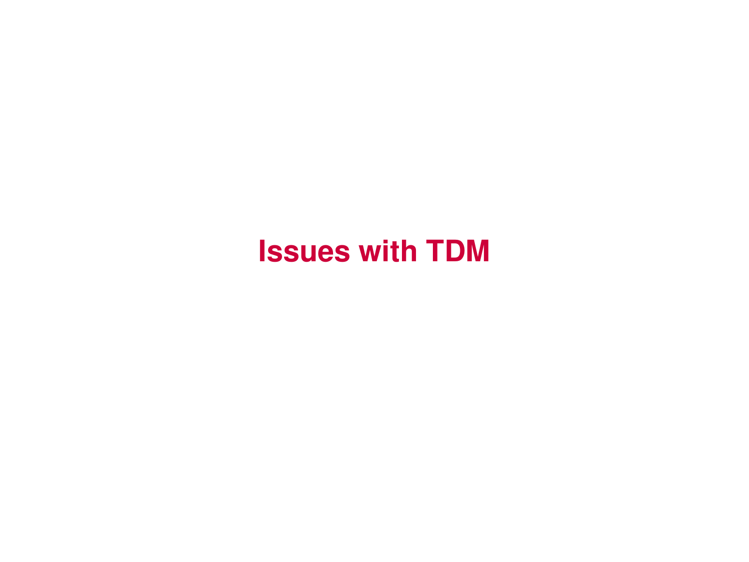# Issues with TDM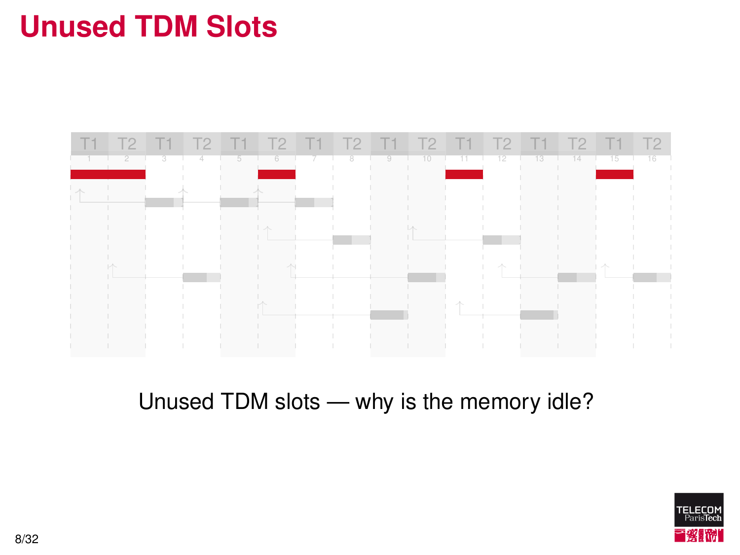# Unused TDM Slots

| T1 | T2 | T1 | T2 | T1 | T2 | T1 | T2 | T1 | T2 | T1 | T2 | T1 | T2 | T1 | T2 |
|---|---|---|---|---|---|---|---|---|---|---|---|---|---|---|---|
| 1 | 2 | 3 | 4 | 5 | 6 | 7 | 8 | 9 | 10 | 11 | 12 | 13 | 14 | 15 | 16 |

Unused TDM slots — why is the memory idle?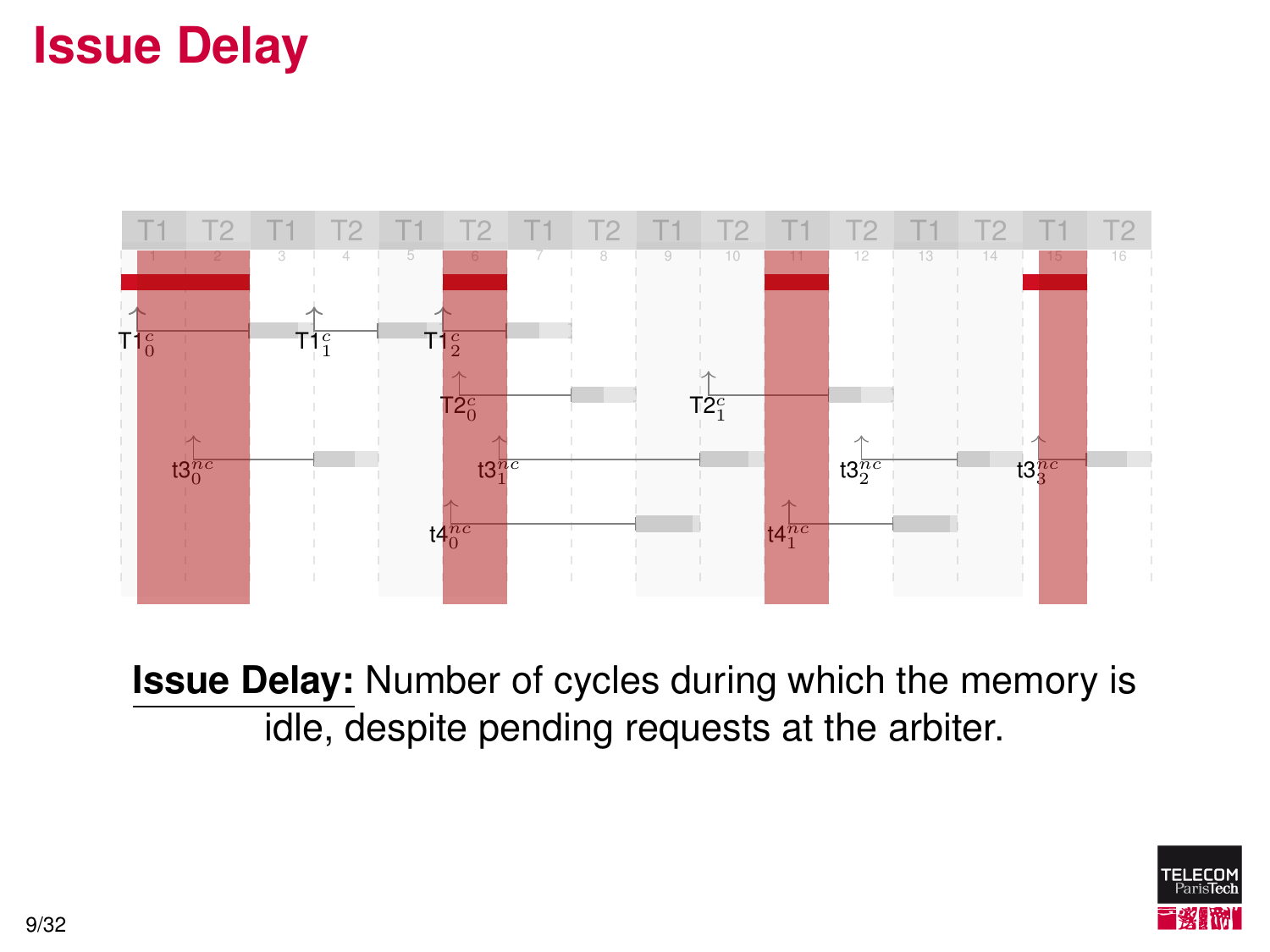# Issue Delay

**Issue Delay:** Number of cycles during which the memory is idle, despite pending requests at the arbiter.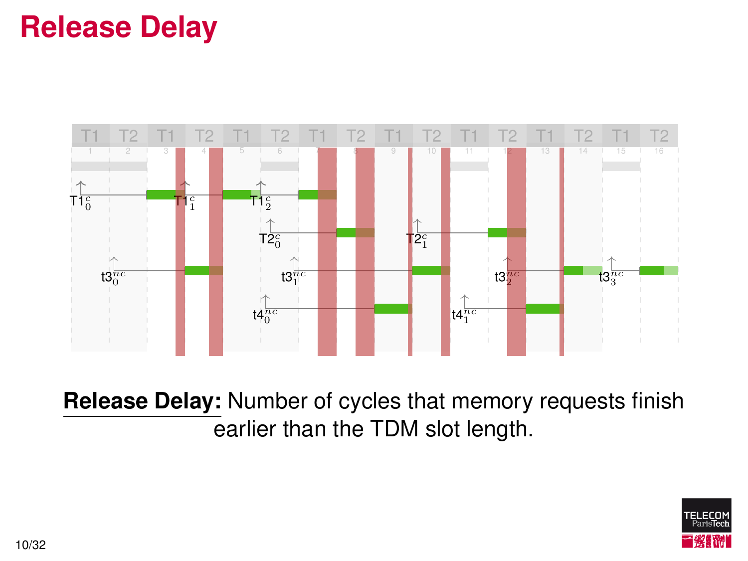# Release Delay

| T1 | T2 | T1 | T2 | T1 | T2 | T1 | T2 | T1 | T2 | T1 | T2 | T1 | T2 | T1 | T2 |
|---|---|---|---|---|---|---|---|---|---|---|---|---|---|---|---|
| 1 | 2 | 3 | 4 | 5 | 6 | 7 | 8 | 9 | 10 | 11 | 12 | 13 | 14 | 15 | 16 |

$T1_0^c$ $T1_1^c$ $T1_2^c$

$T2_0^c$ $T2_1^c$

$t3_0^{nc}$ $t3_1^{nc}$ $t3_2^{nc}$ $t3_3^{nc}$

$t4_0^{nc}$ $t4_1^{nc}$

**Release Delay:** Number of cycles that memory requests finish earlier than the TDM slot length.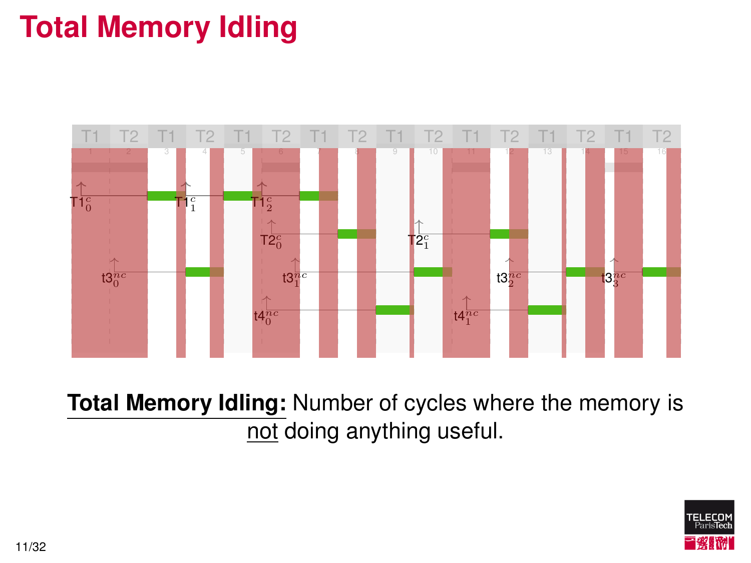# Total Memory Idling

**Total Memory Idling:** Number of cycles where the memory is not doing anything useful.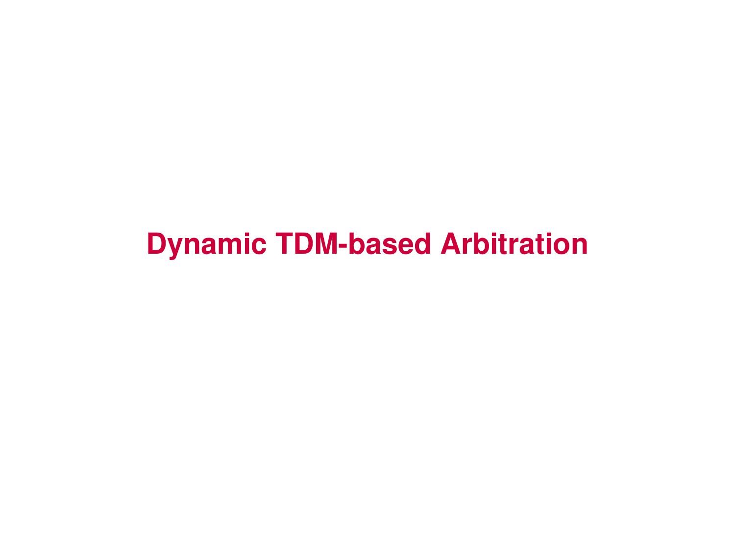# Dynamic TDM-based Arbitration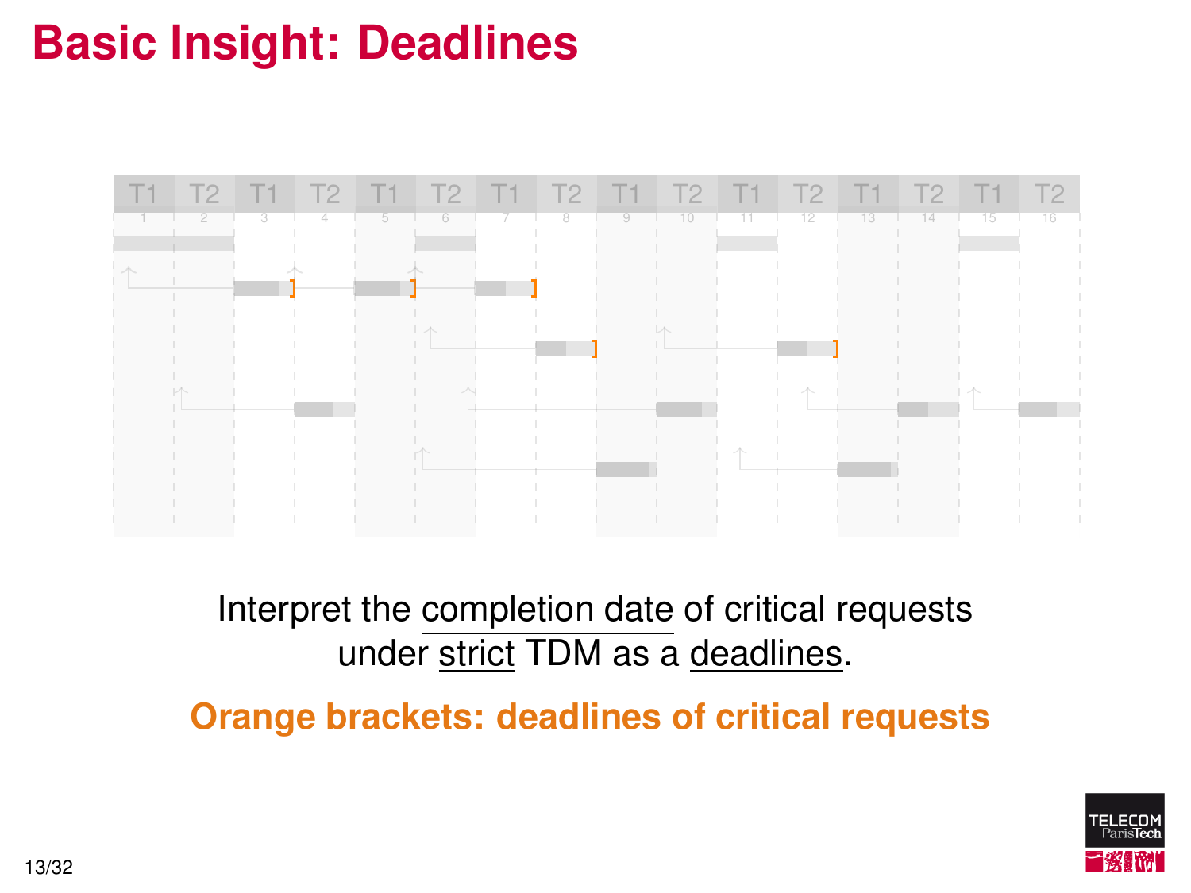# Basic Insight: Deadlines

Interpret the completion date of critical requests under strict TDM as a deadlines.

**Orange brackets: deadlines of critical requests**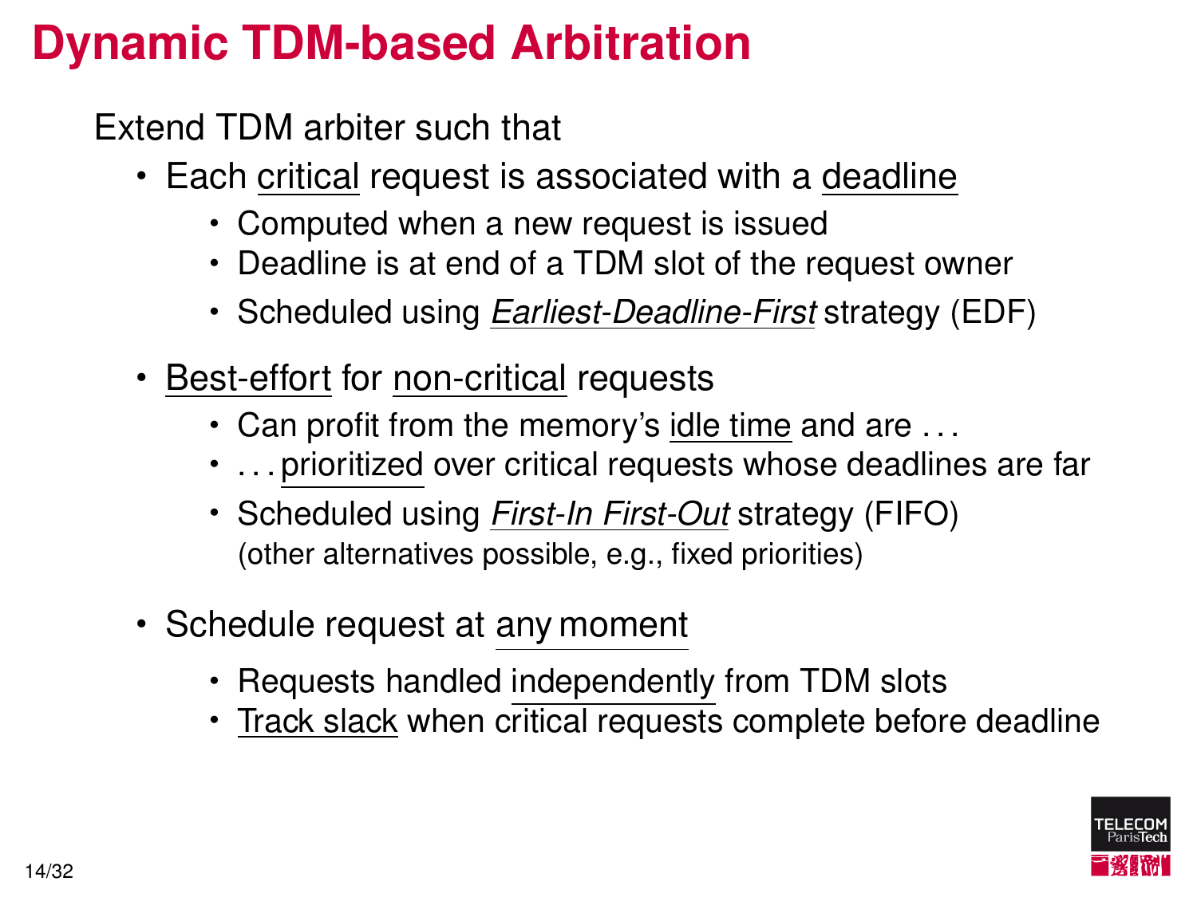# Dynamic TDM-based Arbitration

Extend TDM arbiter such that

- Each critical request is associated with a deadline
  - Computed when a new request is issued
  - Deadline is at end of a TDM slot of the request owner
  - Scheduled using *Earliest-Deadline-First* strategy (EDF)
- Best-effort for non-critical requests
  - Can profit from the memory's idle time and are . . .
  - . . . prioritized over critical requests whose deadlines are far
  - Scheduled using *First-In First-Out* strategy (FIFO) (other alternatives possible, e.g., fixed priorities)
- Schedule request at any moment
  - Requests handled independently from TDM slots
  - Track slack when critical requests complete before deadline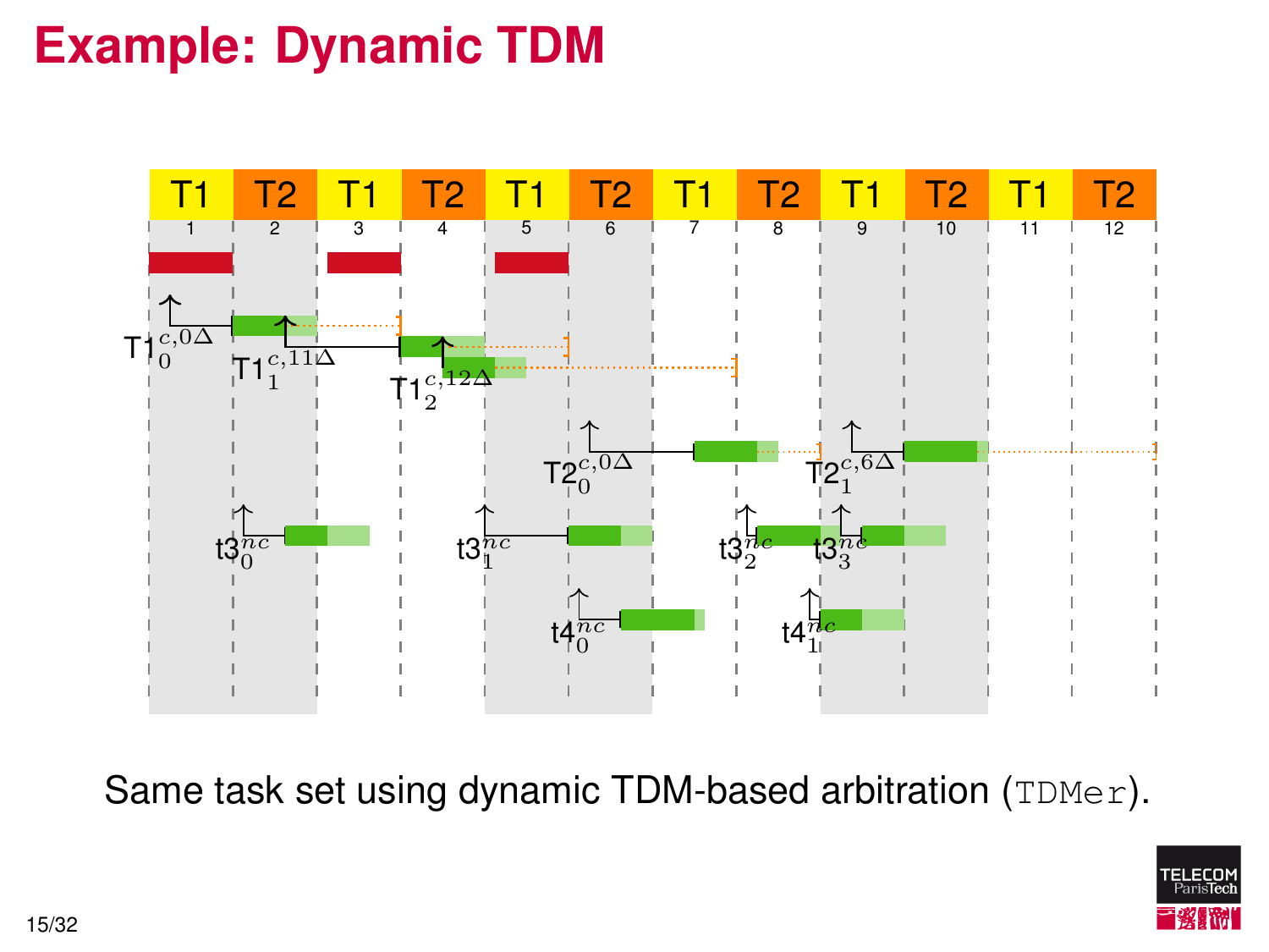# Example: Dynamic TDM

Same task set using dynamic TDM-based arbitration (`TDMer`).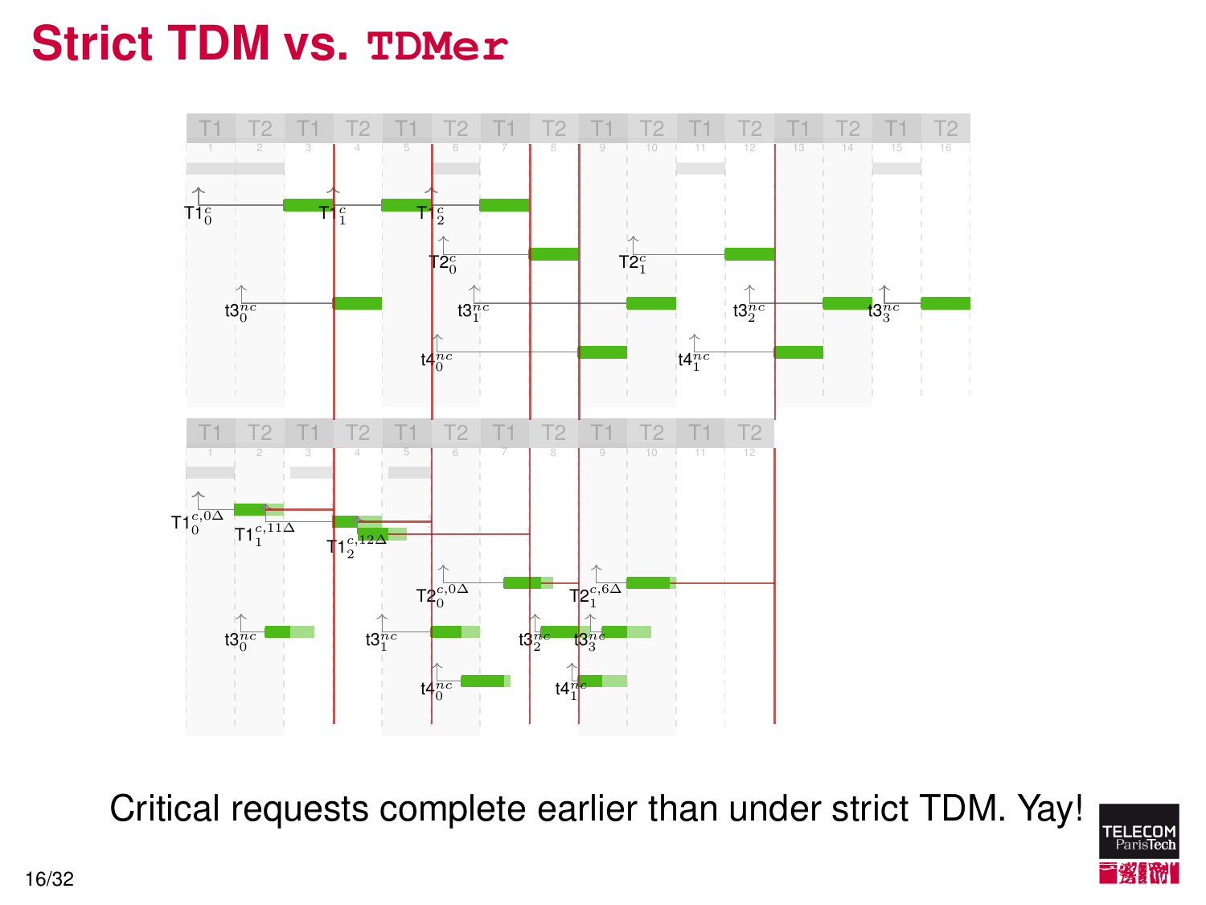# Strict TDM vs. TDMer

Critical requests complete earlier than under strict TDM. Yay!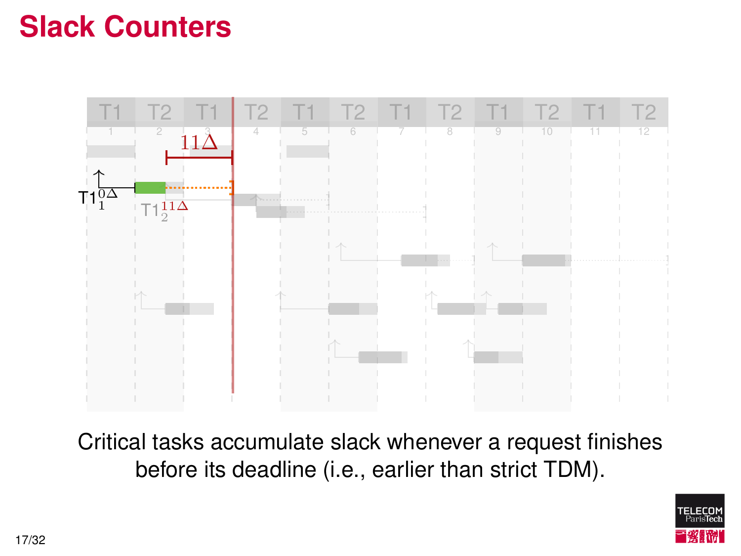# Slack Counters

Critical tasks accumulate slack whenever a request finishes before its deadline (i.e., earlier than strict TDM).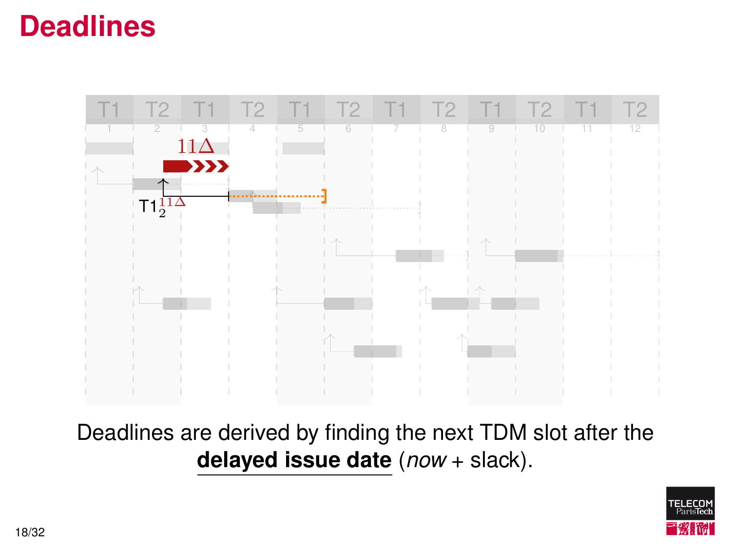# Deadlines

Deadlines are derived by finding the next TDM slot after the **delayed issue date** (*now* + slack).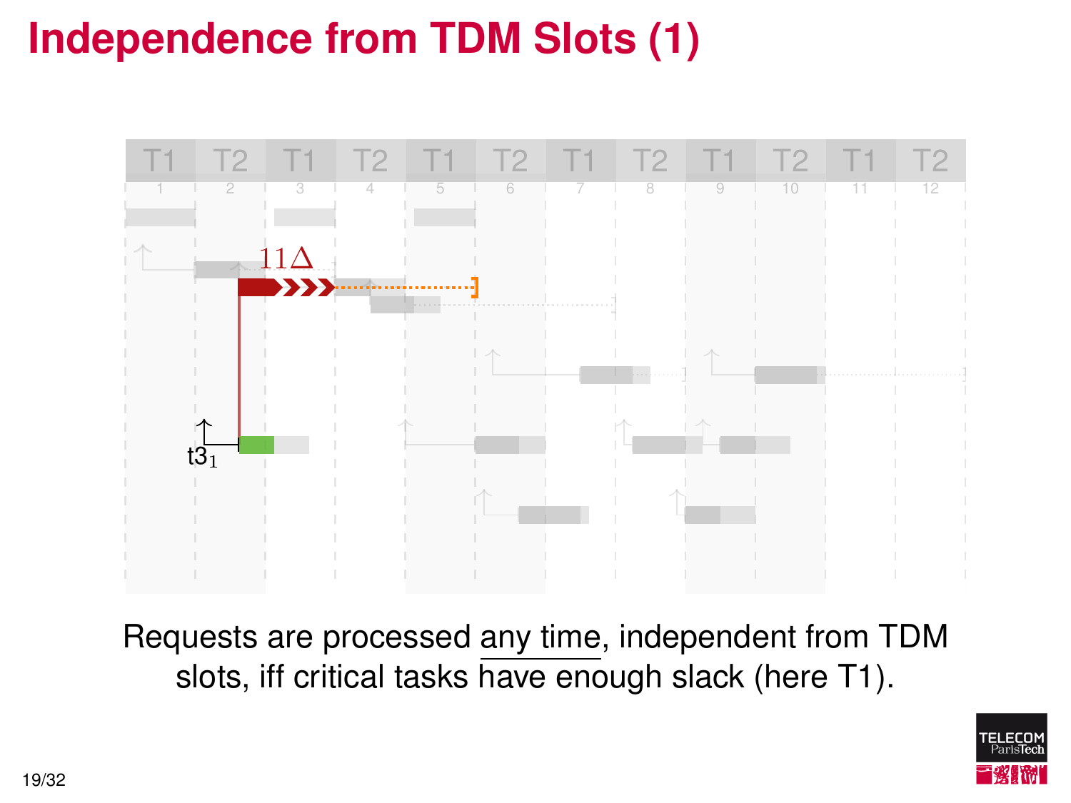# Independence from TDM Slots (1)

Requests are processed any time, independent from TDM slots, iff critical tasks have enough slack (here T1).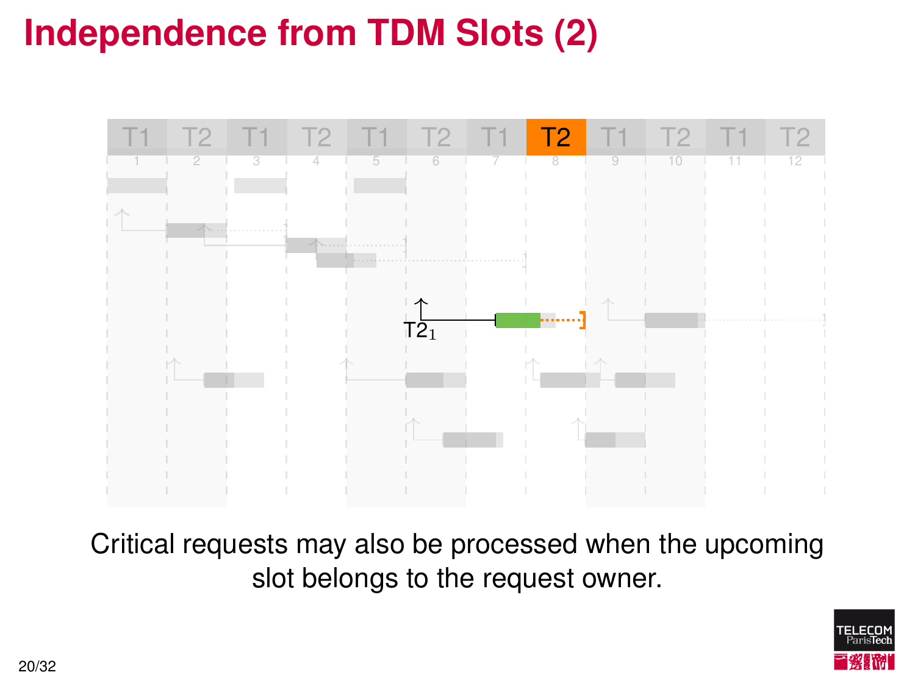# Independence from TDM Slots (2)

| T1 | T2 | T1 | T2 | T1 | T2 | T1 | T2 | T1 | T2 | T1 | T2 |
|---|---|---|---|---|---|---|---|---|---|---|---|
| 1 | 2 | 3 | 4 | 5 | 6 | 7 | 8 | 9 | 10 | 11 | 12 |

$T2_1$

Critical requests may also be processed when the upcoming slot belongs to the request owner.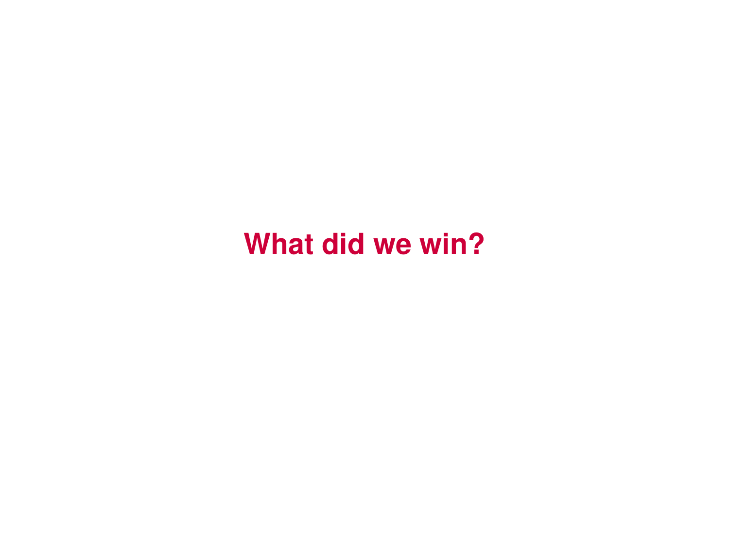# What did we win?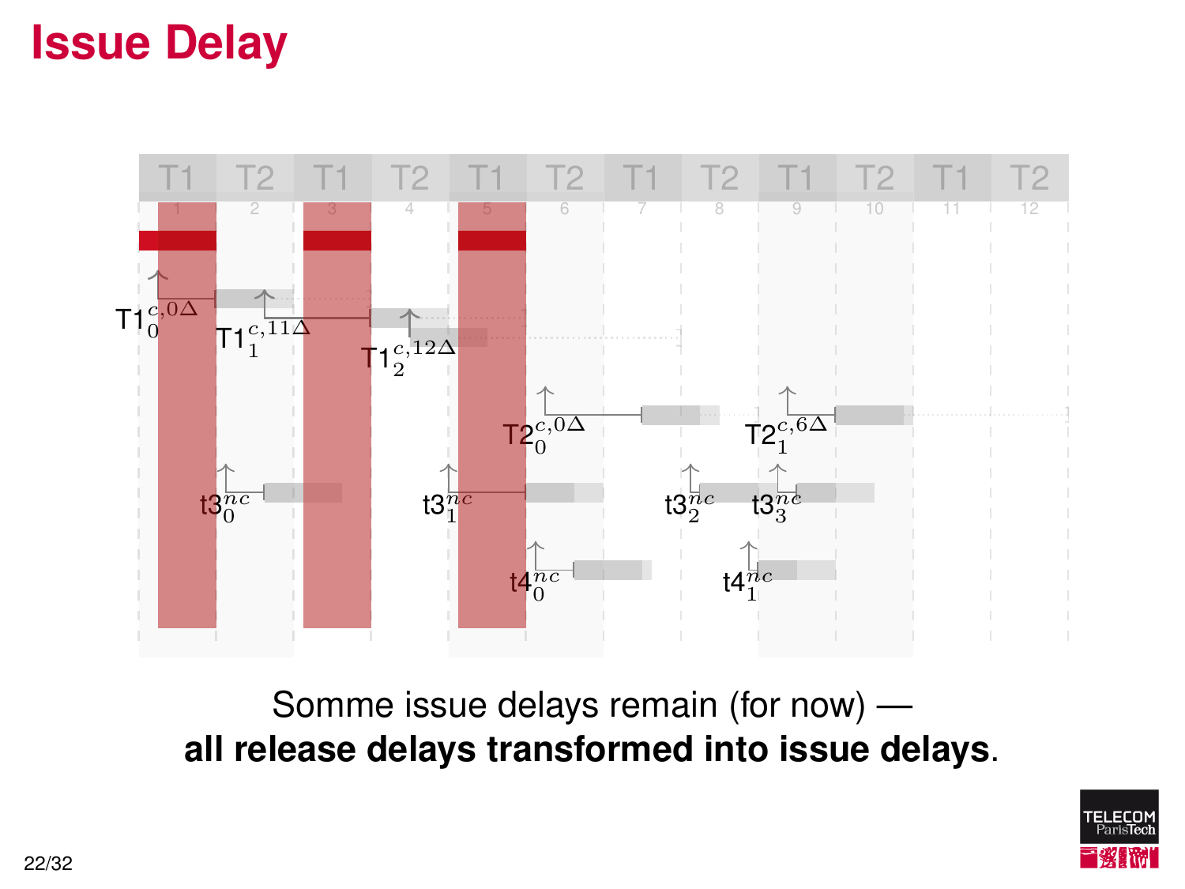# Issue Delay

| T1 | T2 | T1 | T2 | T1 | T2 | T1 | T2 | T1 | T2 | T1 | T2 |
|---|---|---|---|---|---|---|---|---|---|---|---|
| 1 | 2 | 3 | 4 | 5 | 6 | 7 | 8 | 9 | 10 | 11 | 12 |

$T1_0^{c,0\Delta}$ $T1_1^{c,11\Delta}$ $T1_2^{c,12\Delta}$

$T2_0^{c,0\Delta}$ $T2_1^{c,6\Delta}$

$t3_0^{nc}$ $t3_1^{nc}$ $t3_2^{nc}$ $t3_3^{nc}$

$t4_0^{nc}$ $t4_1^{nc}$

Somme issue delays remain (for now) —
**all release delays transformed into issue delays**.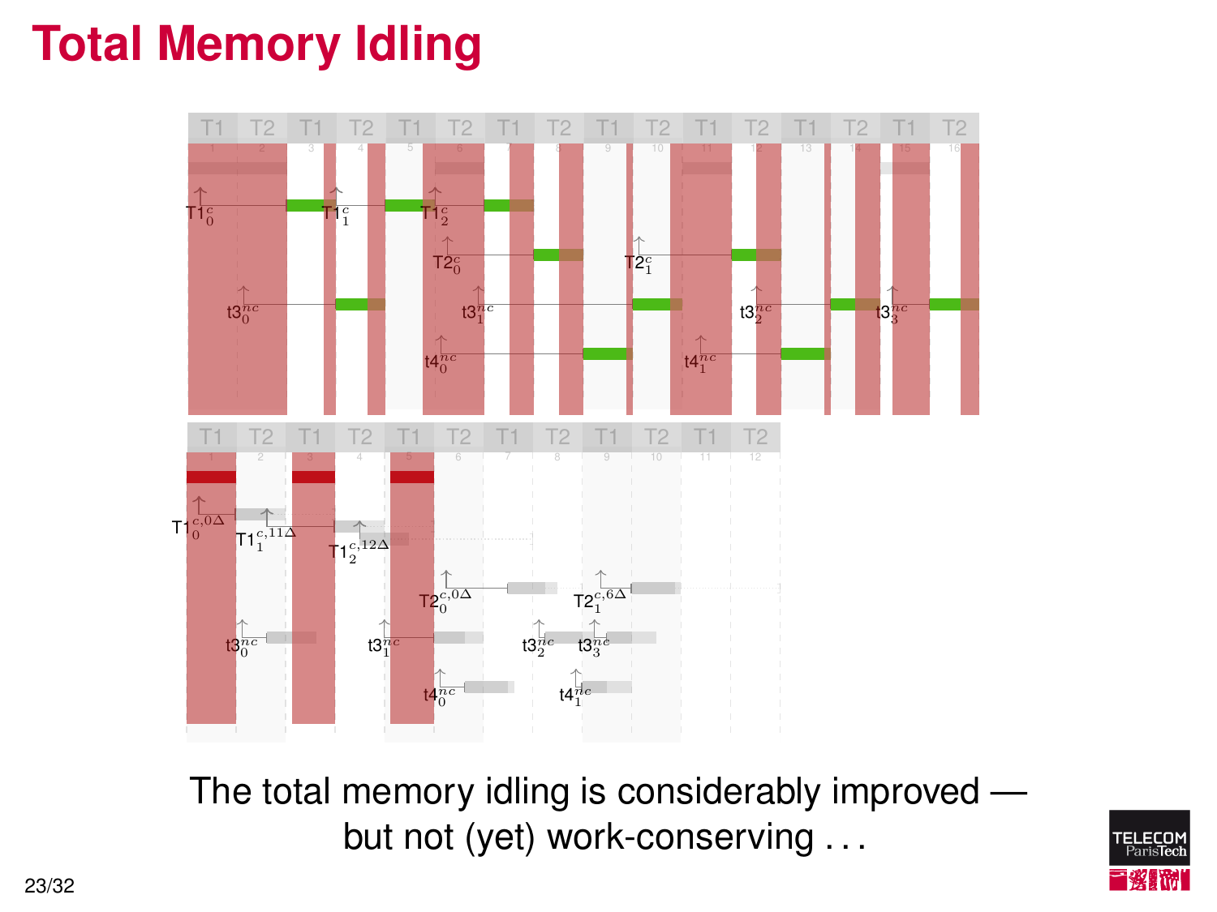# Total Memory Idling

The total memory idling is considerably improved — but not (yet) work-conserving . . .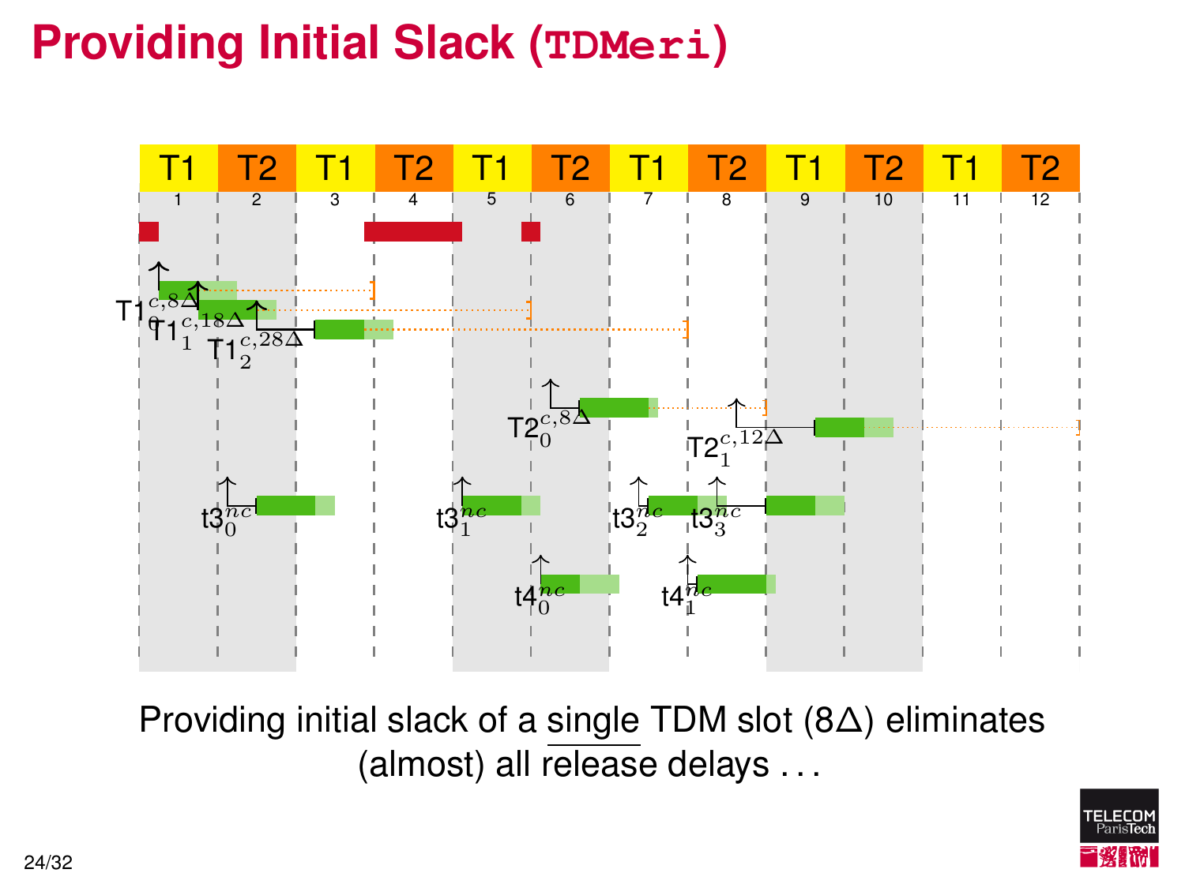# Providing Initial Slack (`TDMeri`)

Providing initial slack of a single TDM slot (8Δ) eliminates (almost) all release delays ...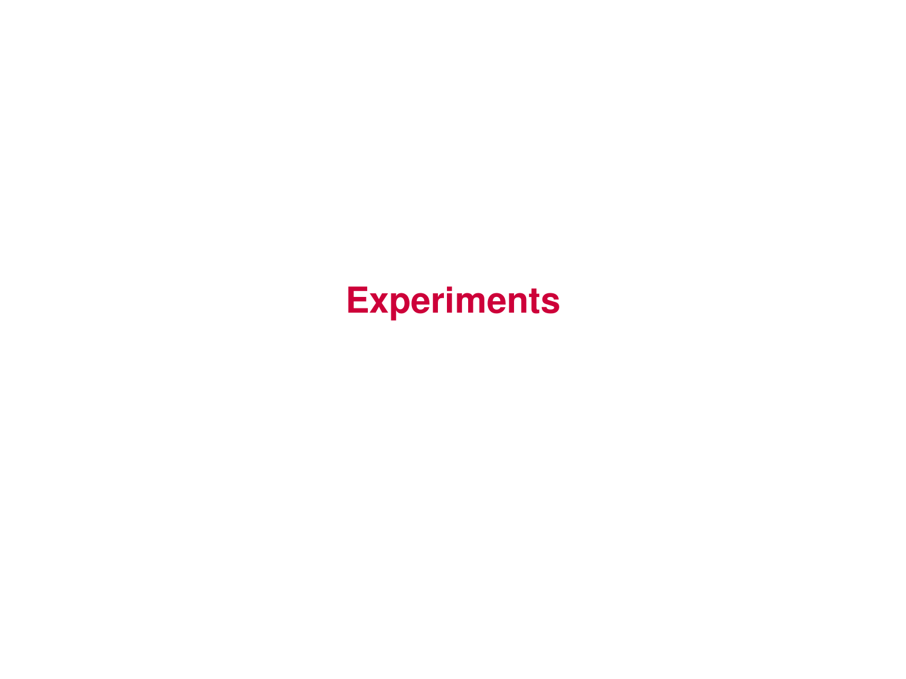# Experiments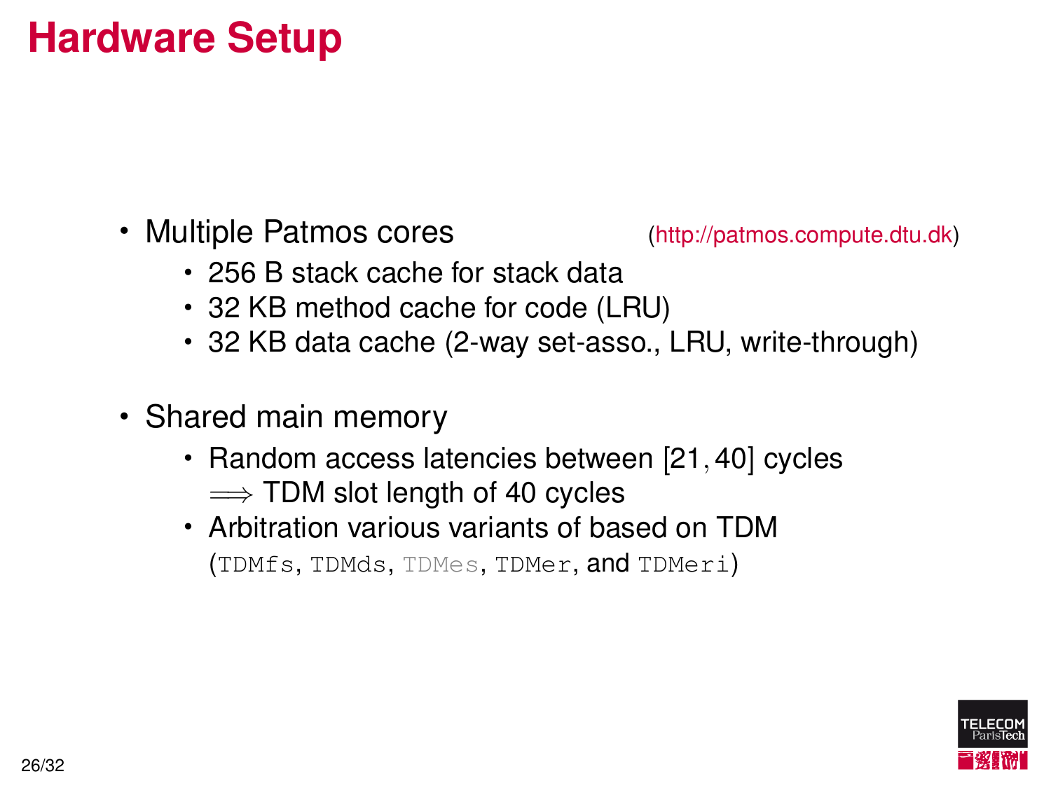# Hardware Setup

- Multiple Patmos cores (http://patmos.compute.dtu.dk)
  - 256 B stack cache for stack data
  - 32 KB method cache for code (LRU)
  - 32 KB data cache (2-way set-asso., LRU, write-through)

- Shared main memory
  - Random access latencies between $[21, 40]$ cycles
    $\Longrightarrow$ TDM slot length of 40 cycles
  - Arbitration various variants of based on TDM
    (`TDMfs`, `TDMds`, `TDMes`, `TDMer`, and `TDMeri`)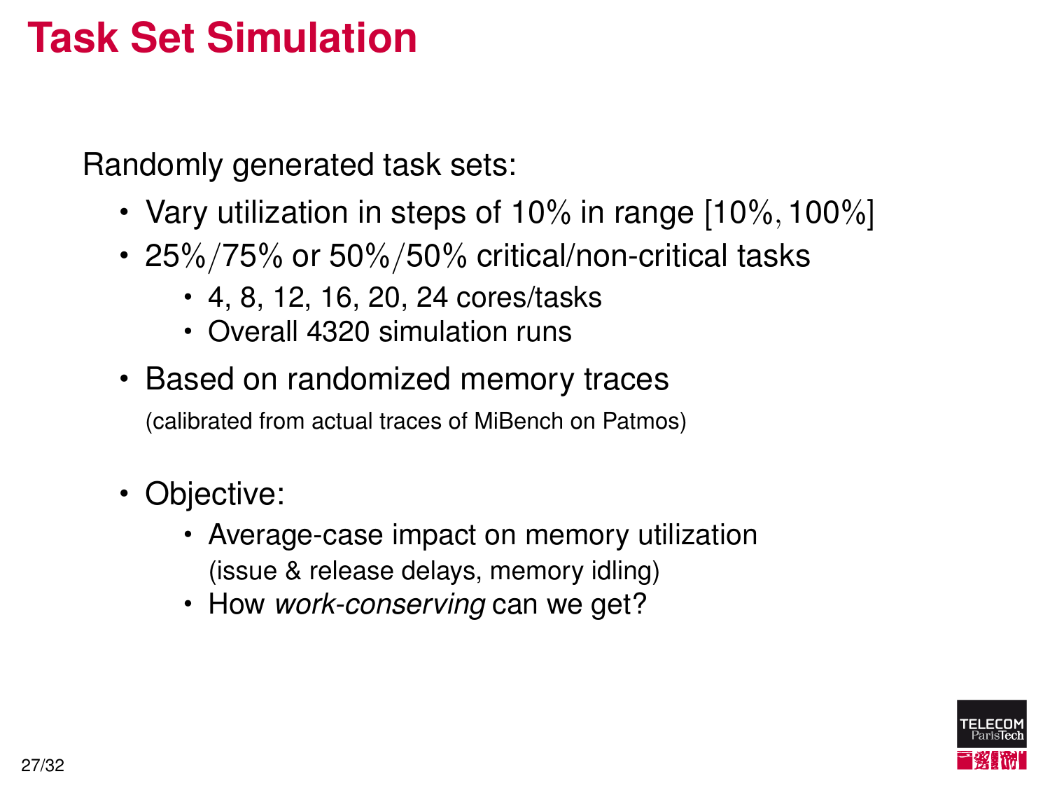# Task Set Simulation

Randomly generated task sets:

- Vary utilization in steps of 10% in range $[10\%, 100\%]$
- $25\%/75\%$ or $50\%/50\%$ critical/non-critical tasks
  - 4, 8, 12, 16, 20, 24 cores/tasks
  - Overall 4320 simulation runs
- Based on randomized memory traces
  (calibrated from actual traces of MiBench on Patmos)
- Objective:
  - Average-case impact on memory utilization
    (issue & release delays, memory idling)
  - How *work-conserving* can we get?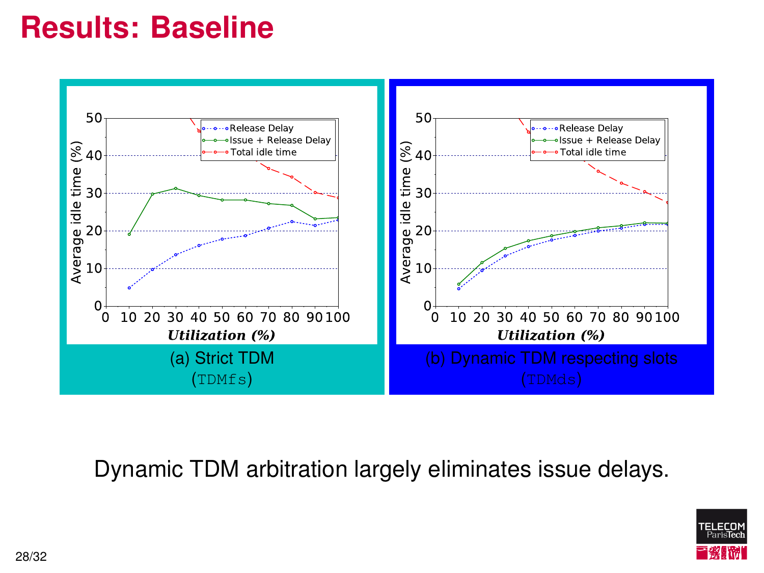# Results: Baseline

(a) Strict TDM (TDMfs)

(b) Dynamic TDM respecting slots (TDMds)

Dynamic TDM arbitration largely eliminates issue delays.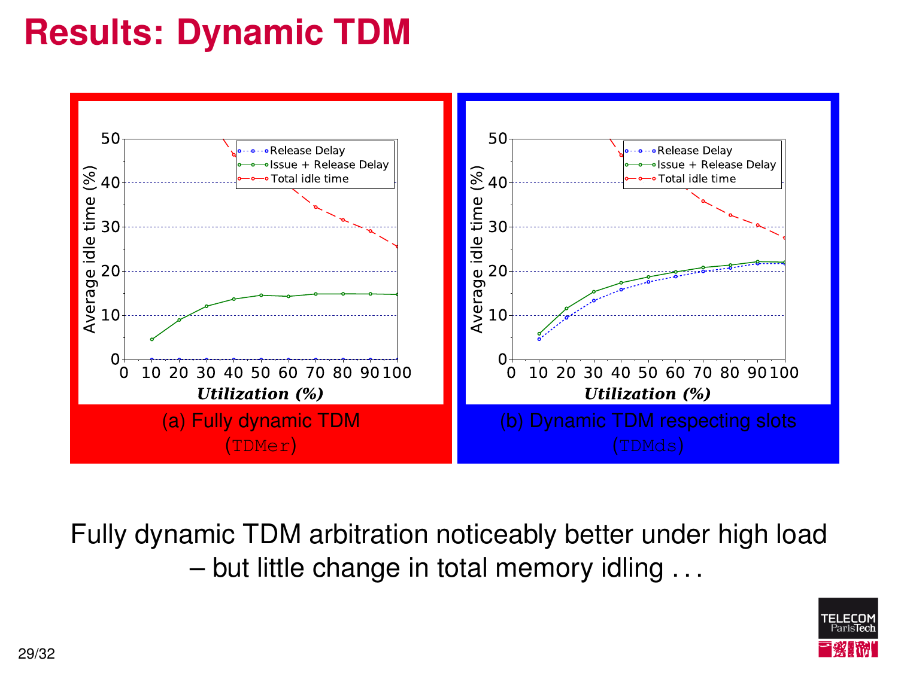# Results: Dynamic TDM

(a) Fully dynamic TDM (TDMer)

(b) Dynamic TDM respecting slots (TDMds)

Fully dynamic TDM arbitration noticeably better under high load – but little change in total memory idling . . .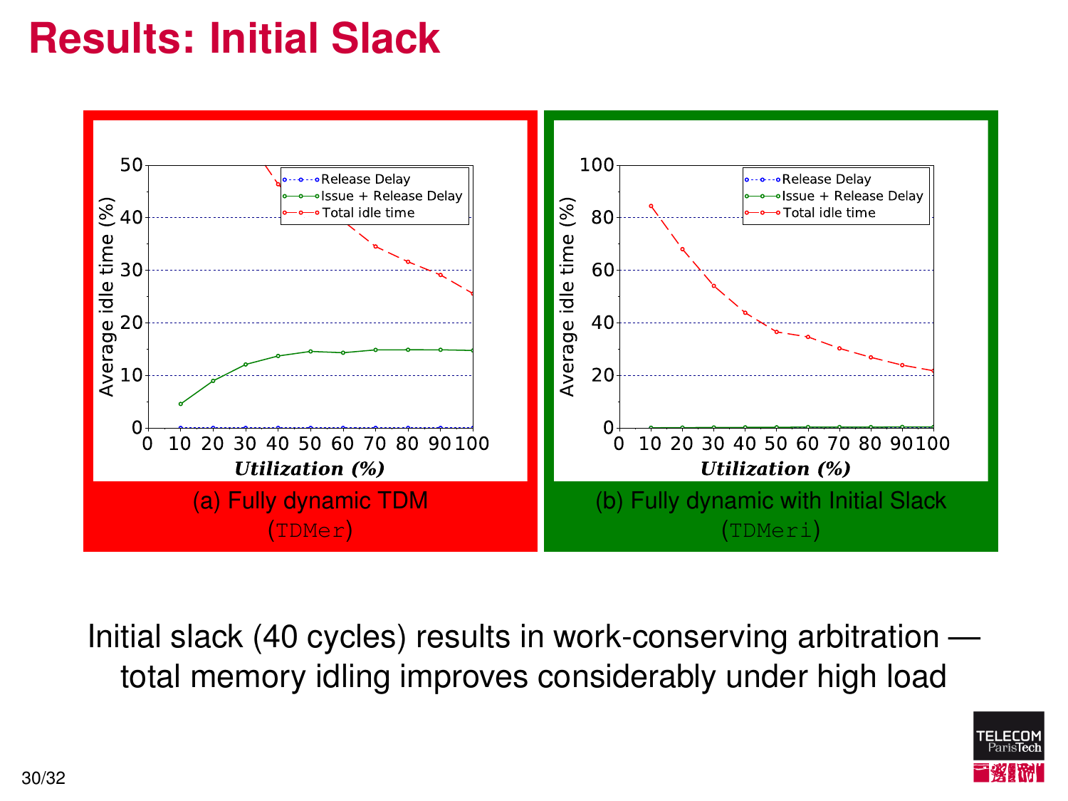# Results: Initial Slack

(a) Fully dynamic TDM (TDMer)

(b) Fully dynamic with Initial Slack (TDMeri)

Initial slack (40 cycles) results in work-conserving arbitration — total memory idling improves considerably under high load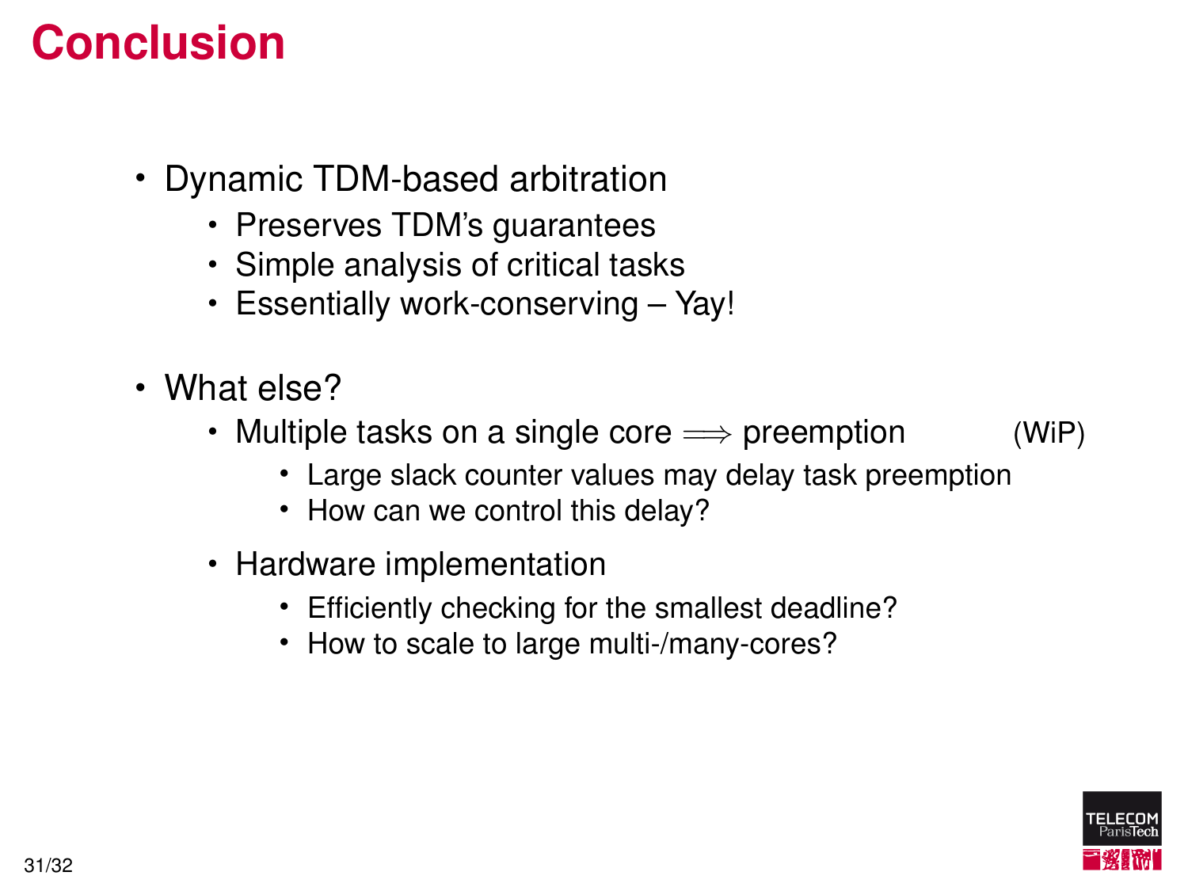# Conclusion

- Dynamic TDM-based arbitration
  - Preserves TDM's guarantees
  - Simple analysis of critical tasks
  - Essentially work-conserving – Yay!
- What else?
  - Multiple tasks on a single core $\Longrightarrow$ preemption (WiP)
    - Large slack counter values may delay task preemption
    - How can we control this delay?
  - Hardware implementation
    - Efficiently checking for the smallest deadline?
    - How to scale to large multi-/many-cores?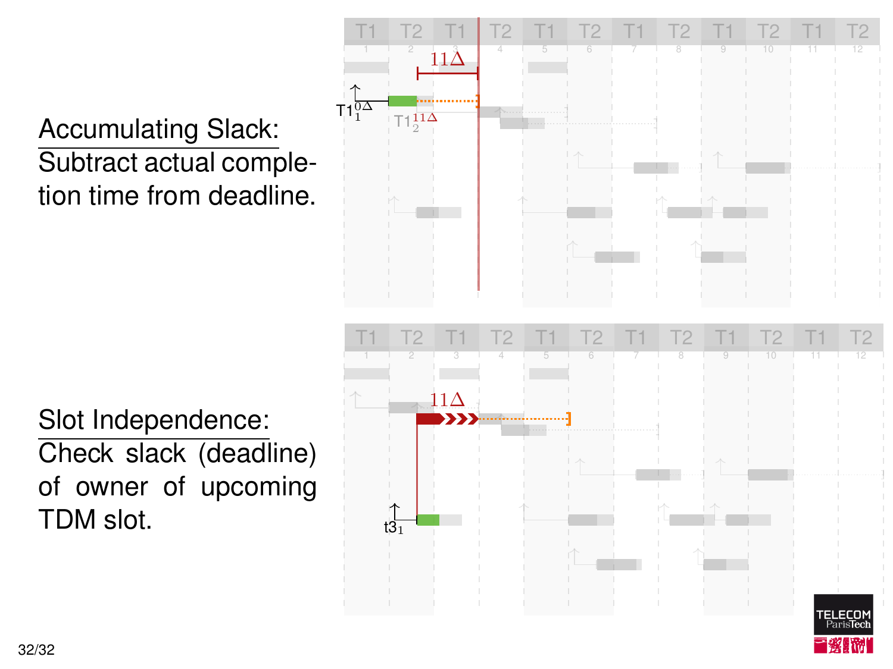Accumulating Slack:
Subtract actual completion time from deadline.

T1 T2 T1 T2 T1 T2 T1 T2 T1 T2 T1 T2

$11\Delta$

$T1_1^{0\Delta}$

$T1_2^{11\Delta}$

Slot Independence:
Check slack (deadline) of owner of upcoming TDM slot.

T1 T2 T1 T2 T1 T2 T1 T2 T1 T2 T1 T2

$11\Delta$

$t3_1$